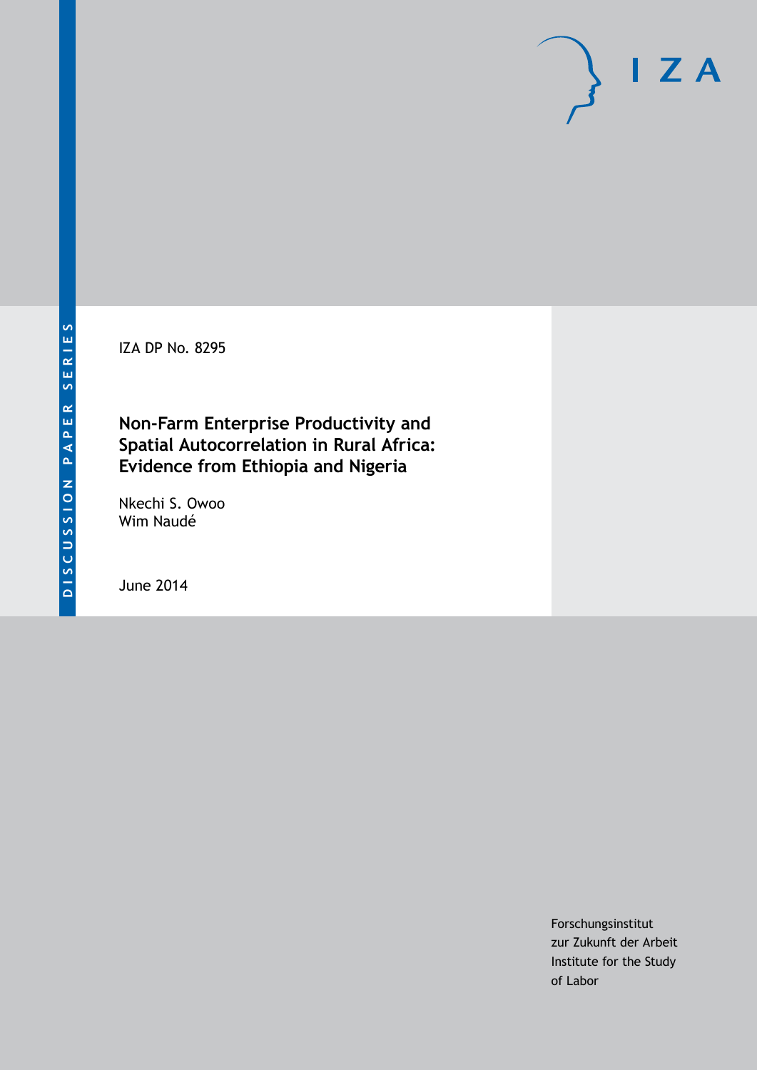IZA

DISCUSSION PAPER SERIES

IZA DP No. 8295

# Non-Farm Enterprise Productivity and Spatial Autocorrelation in Rural Africa: Evidence from Ethiopia and Nigeria

Nkechi S. Owoo
Wim Naudé

June 2014

Forschungsinstitut
zur Zukunft der Arbeit
Institute for the Study
of Labor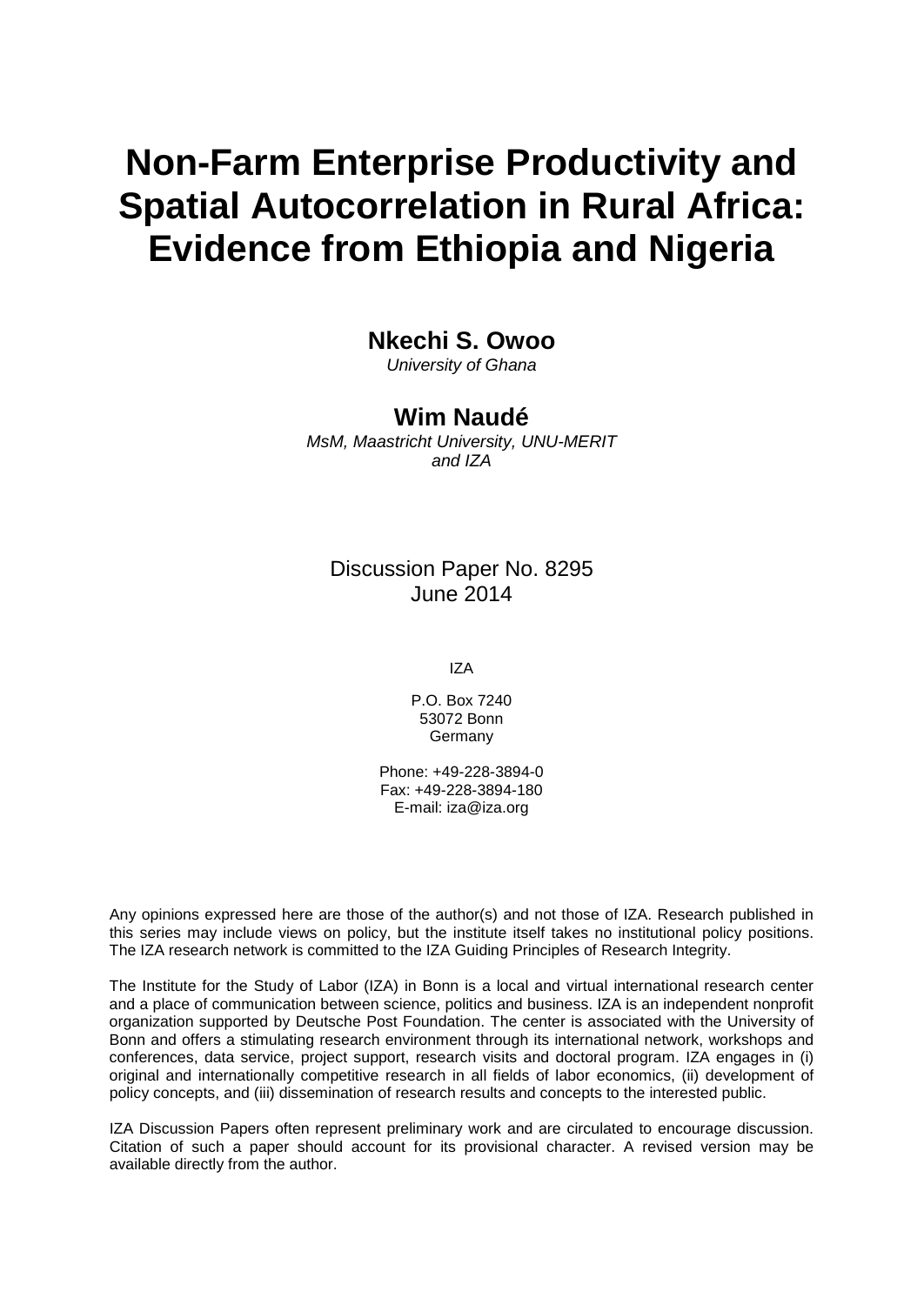# Non-Farm Enterprise Productivity and Spatial Autocorrelation in Rural Africa: Evidence from Ethiopia and Nigeria

**Nkechi S. Owoo**
*University of Ghana*

**Wim Naudé**
*MsM, Maastricht University, UNU-MERIT and IZA*

Discussion Paper No. 8295
June 2014

IZA

P.O. Box 7240
53072 Bonn
Germany

Phone: +49-228-3894-0
Fax: +49-228-3894-180
E-mail: iza@iza.org

Any opinions expressed here are those of the author(s) and not those of IZA. Research published in this series may include views on policy, but the institute itself takes no institutional policy positions. The IZA research network is committed to the IZA Guiding Principles of Research Integrity.

The Institute for the Study of Labor (IZA) in Bonn is a local and virtual international research center and a place of communication between science, politics and business. IZA is an independent nonprofit organization supported by Deutsche Post Foundation. The center is associated with the University of Bonn and offers a stimulating research environment through its international network, workshops and conferences, data service, project support, research visits and doctoral program. IZA engages in (i) original and internationally competitive research in all fields of labor economics, (ii) development of policy concepts, and (iii) dissemination of research results and concepts to the interested public.

IZA Discussion Papers often represent preliminary work and are circulated to encourage discussion. Citation of such a paper should account for its provisional character. A revised version may be available directly from the author.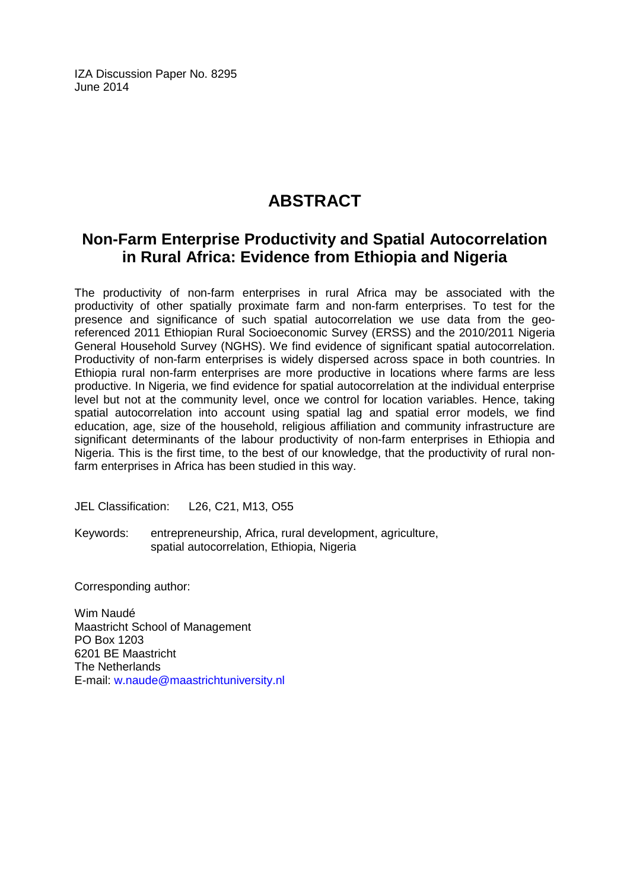IZA Discussion Paper No. 8295
June 2014

# ABSTRACT

## Non-Farm Enterprise Productivity and Spatial Autocorrelation in Rural Africa: Evidence from Ethiopia and Nigeria

The productivity of non-farm enterprises in rural Africa may be associated with the productivity of other spatially proximate farm and non-farm enterprises. To test for the presence and significance of such spatial autocorrelation we use data from the geo-referenced 2011 Ethiopian Rural Socioeconomic Survey (ERSS) and the 2010/2011 Nigeria General Household Survey (NGHS). We find evidence of significant spatial autocorrelation. Productivity of non-farm enterprises is widely dispersed across space in both countries. In Ethiopia rural non-farm enterprises are more productive in locations where farms are less productive. In Nigeria, we find evidence for spatial autocorrelation at the individual enterprise level but not at the community level, once we control for location variables. Hence, taking spatial autocorrelation into account using spatial lag and spatial error models, we find education, age, size of the household, religious affiliation and community infrastructure are significant determinants of the labour productivity of non-farm enterprises in Ethiopia and Nigeria. This is the first time, to the best of our knowledge, that the productivity of rural non-farm enterprises in Africa has been studied in this way.

JEL Classification: L26, C21, M13, O55

Keywords: entrepreneurship, Africa, rural development, agriculture, spatial autocorrelation, Ethiopia, Nigeria

Corresponding author:

Wim Naudé
Maastricht School of Management
PO Box 1203
6201 BE Maastricht
The Netherlands
E-mail: w.naude@maastrichtuniversity.nl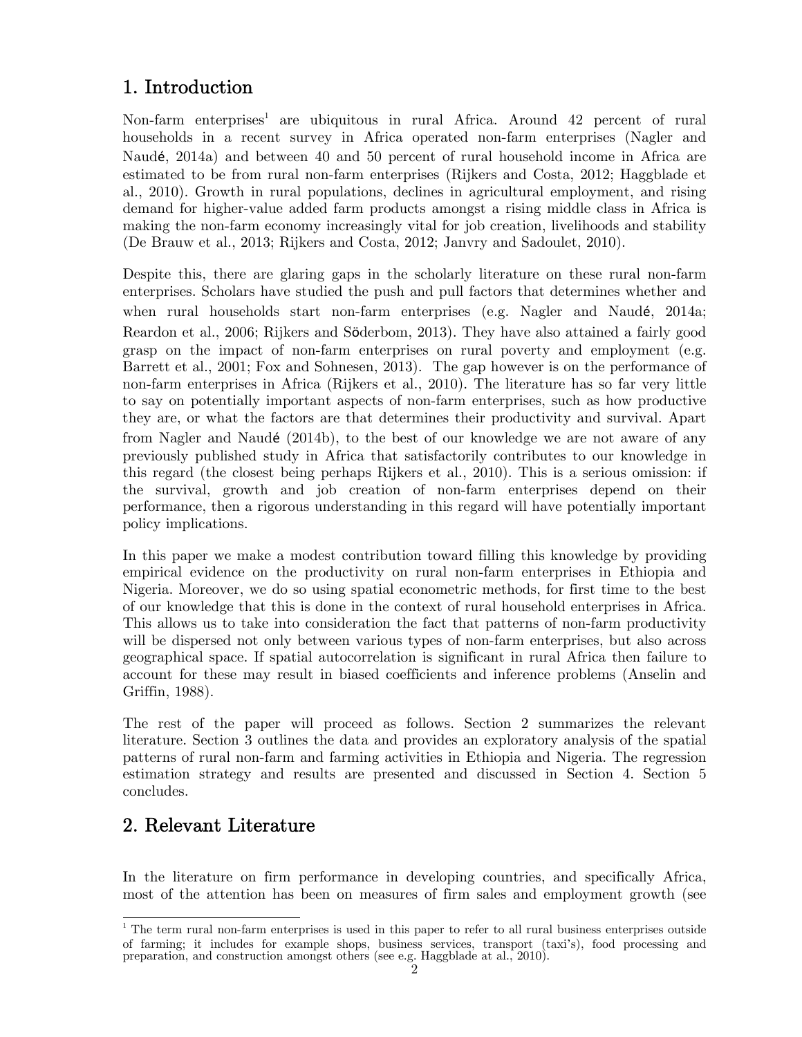## 1. Introduction

Non-farm enterprises[1] are ubiquitous in rural Africa. Around 42 percent of rural households in a recent survey in Africa operated non-farm enterprises (Nagler and Naudé, 2014a) and between 40 and 50 percent of rural household income in Africa are estimated to be from rural non-farm enterprises (Rijkers and Costa, 2012; Haggblade et al., 2010). Growth in rural populations, declines in agricultural employment, and rising demand for higher-value added farm products amongst a rising middle class in Africa is making the non-farm economy increasingly vital for job creation, livelihoods and stability (De Brauw et al., 2013; Rijkers and Costa, 2012; Janvry and Sadoulet, 2010).

Despite this, there are glaring gaps in the scholarly literature on these rural non-farm enterprises. Scholars have studied the push and pull factors that determines whether and when rural households start non-farm enterprises (e.g. Nagler and Naudé, 2014a; Reardon et al., 2006; Rijkers and Söderbom, 2013). They have also attained a fairly good grasp on the impact of non-farm enterprises on rural poverty and employment (e.g. Barrett et al., 2001; Fox and Sohnesen, 2013). The gap however is on the performance of non-farm enterprises in Africa (Rijkers et al., 2010). The literature has so far very little to say on potentially important aspects of non-farm enterprises, such as how productive they are, or what the factors are that determines their productivity and survival. Apart from Nagler and Naudé (2014b), to the best of our knowledge we are not aware of any previously published study in Africa that satisfactorily contributes to our knowledge in this regard (the closest being perhaps Rijkers et al., 2010). This is a serious omission: if the survival, growth and job creation of non-farm enterprises depend on their performance, then a rigorous understanding in this regard will have potentially important policy implications.

In this paper we make a modest contribution toward filling this knowledge by providing empirical evidence on the productivity on rural non-farm enterprises in Ethiopia and Nigeria. Moreover, we do so using spatial econometric methods, for first time to the best of our knowledge that this is done in the context of rural household enterprises in Africa. This allows us to take into consideration the fact that patterns of non-farm productivity will be dispersed not only between various types of non-farm enterprises, but also across geographical space. If spatial autocorrelation is significant in rural Africa then failure to account for these may result in biased coefficients and inference problems (Anselin and Griffin, 1988).

The rest of the paper will proceed as follows. Section 2 summarizes the relevant literature. Section 3 outlines the data and provides an exploratory analysis of the spatial patterns of rural non-farm and farming activities in Ethiopia and Nigeria. The regression estimation strategy and results are presented and discussed in Section 4. Section 5 concludes.

## 2. Relevant Literature

In the literature on firm performance in developing countries, and specifically Africa, most of the attention has been on measures of firm sales and employment growth (see

[1] The term rural non-farm enterprises is used in this paper to refer to all rural business enterprises outside of farming; it includes for example shops, business services, transport (taxi's), food processing and preparation, and construction amongst others (see e.g. Haggblade at al., 2010).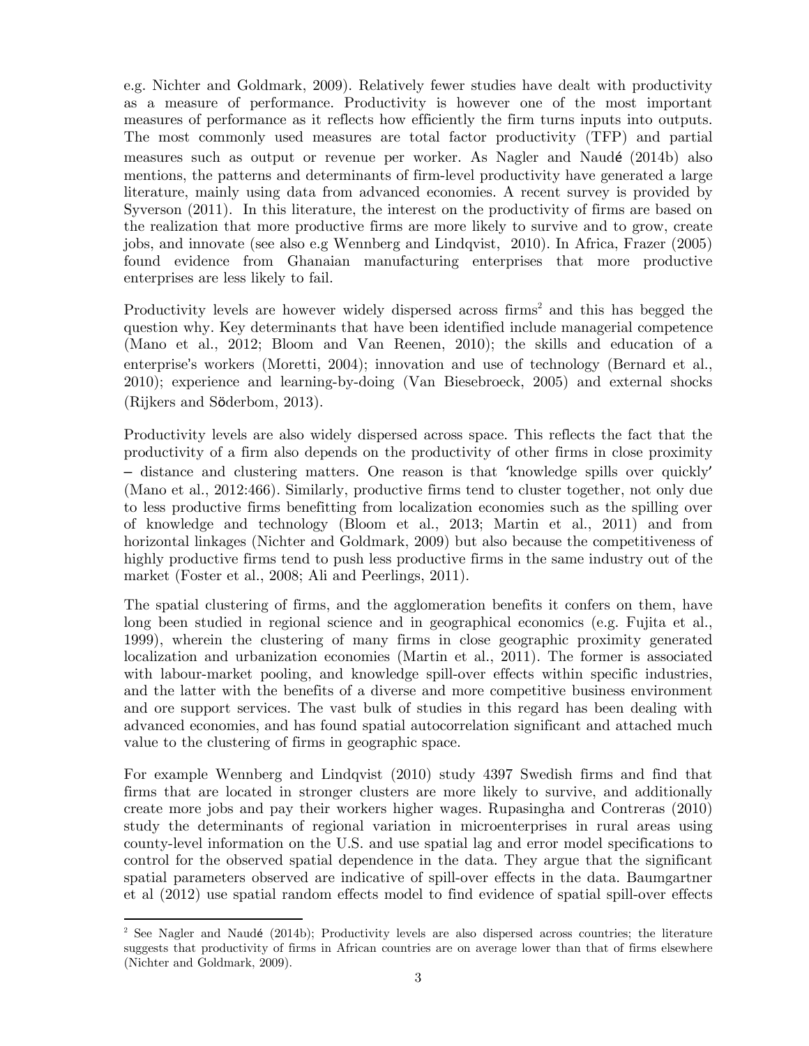e.g. Nichter and Goldmark, 2009). Relatively fewer studies have dealt with productivity as a measure of performance. Productivity is however one of the most important measures of performance as it reflects how efficiently the firm turns inputs into outputs. The most commonly used measures are total factor productivity (TFP) and partial measures such as output or revenue per worker. As Nagler and Naudé (2014b) also mentions, the patterns and determinants of firm-level productivity have generated a large literature, mainly using data from advanced economies. A recent survey is provided by Syverson (2011). In this literature, the interest on the productivity of firms are based on the realization that more productive firms are more likely to survive and to grow, create jobs, and innovate (see also e.g Wennberg and Lindqvist, 2010). In Africa, Frazer (2005) found evidence from Ghanaian manufacturing enterprises that more productive enterprises are less likely to fail.

Productivity levels are however widely dispersed across firms[2] and this has begged the question why. Key determinants that have been identified include managerial competence (Mano et al., 2012; Bloom and Van Reenen, 2010); the skills and education of a enterprise's workers (Moretti, 2004); innovation and use of technology (Bernard et al., 2010); experience and learning-by-doing (Van Biesebroeck, 2005) and external shocks (Rijkers and Söderbom, 2013).

Productivity levels are also widely dispersed across space. This reflects the fact that the productivity of a firm also depends on the productivity of other firms in close proximity – distance and clustering matters. One reason is that 'knowledge spills over quickly' (Mano et al., 2012:466). Similarly, productive firms tend to cluster together, not only due to less productive firms benefitting from localization economies such as the spilling over of knowledge and technology (Bloom et al., 2013; Martin et al., 2011) and from horizontal linkages (Nichter and Goldmark, 2009) but also because the competitiveness of highly productive firms tend to push less productive firms in the same industry out of the market (Foster et al., 2008; Ali and Peerlings, 2011).

The spatial clustering of firms, and the agglomeration benefits it confers on them, have long been studied in regional science and in geographical economics (e.g. Fujita et al., 1999), wherein the clustering of many firms in close geographic proximity generated localization and urbanization economies (Martin et al., 2011). The former is associated with labour-market pooling, and knowledge spill-over effects within specific industries, and the latter with the benefits of a diverse and more competitive business environment and ore support services. The vast bulk of studies in this regard has been dealing with advanced economies, and has found spatial autocorrelation significant and attached much value to the clustering of firms in geographic space.

For example Wennberg and Lindqvist (2010) study 4397 Swedish firms and find that firms that are located in stronger clusters are more likely to survive, and additionally create more jobs and pay their workers higher wages. Rupasingha and Contreras (2010) study the determinants of regional variation in microenterprises in rural areas using county-level information on the U.S. and use spatial lag and error model specifications to control for the observed spatial dependence in the data. They argue that the significant spatial parameters observed are indicative of spill-over effects in the data. Baumgartner et al (2012) use spatial random effects model to find evidence of spatial spill-over effects

[2] See Nagler and Naudé (2014b); Productivity levels are also dispersed across countries; the literature suggests that productivity of firms in African countries are on average lower than that of firms elsewhere (Nichter and Goldmark, 2009).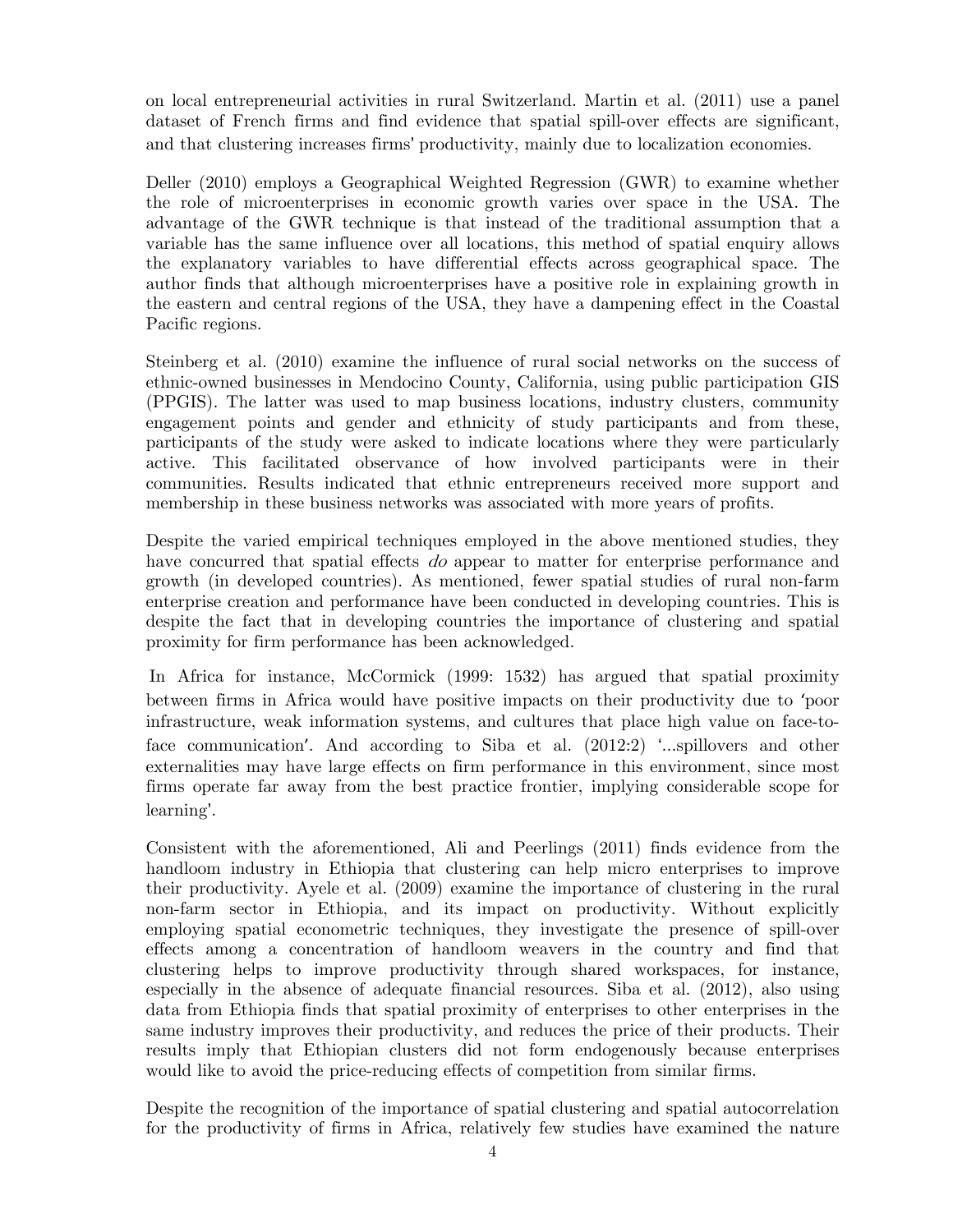on local entrepreneurial activities in rural Switzerland. Martin et al. (2011) use a panel dataset of French firms and find evidence that spatial spill-over effects are significant, and that clustering increases firms' productivity, mainly due to localization economies.

Deller (2010) employs a Geographical Weighted Regression (GWR) to examine whether the role of microenterprises in economic growth varies over space in the USA. The advantage of the GWR technique is that instead of the traditional assumption that a variable has the same influence over all locations, this method of spatial enquiry allows the explanatory variables to have differential effects across geographical space. The author finds that although microenterprises have a positive role in explaining growth in the eastern and central regions of the USA, they have a dampening effect in the Coastal Pacific regions.

Steinberg et al. (2010) examine the influence of rural social networks on the success of ethnic-owned businesses in Mendocino County, California, using public participation GIS (PPGIS). The latter was used to map business locations, industry clusters, community engagement points and gender and ethnicity of study participants and from these, participants of the study were asked to indicate locations where they were particularly active. This facilitated observance of how involved participants were in their communities. Results indicated that ethnic entrepreneurs received more support and membership in these business networks was associated with more years of profits.

Despite the varied empirical techniques employed in the above mentioned studies, they have concurred that spatial effects *do* appear to matter for enterprise performance and growth (in developed countries). As mentioned, fewer spatial studies of rural non-farm enterprise creation and performance have been conducted in developing countries. This is despite the fact that in developing countries the importance of clustering and spatial proximity for firm performance has been acknowledged.

In Africa for instance, McCormick (1999: 1532) has argued that spatial proximity between firms in Africa would have positive impacts on their productivity due to 'poor infrastructure, weak information systems, and cultures that place high value on face-to-face communication'. And according to Siba et al. (2012:2) '...spillovers and other externalities may have large effects on firm performance in this environment, since most firms operate far away from the best practice frontier, implying considerable scope for learning'.

Consistent with the aforementioned, Ali and Peerlings (2011) finds evidence from the handloom industry in Ethiopia that clustering can help micro enterprises to improve their productivity. Ayele et al. (2009) examine the importance of clustering in the rural non-farm sector in Ethiopia, and its impact on productivity. Without explicitly employing spatial econometric techniques, they investigate the presence of spill-over effects among a concentration of handloom weavers in the country and find that clustering helps to improve productivity through shared workspaces, for instance, especially in the absence of adequate financial resources. Siba et al. (2012), also using data from Ethiopia finds that spatial proximity of enterprises to other enterprises in the same industry improves their productivity, and reduces the price of their products. Their results imply that Ethiopian clusters did not form endogenously because enterprises would like to avoid the price-reducing effects of competition from similar firms.

Despite the recognition of the importance of spatial clustering and spatial autocorrelation for the productivity of firms in Africa, relatively few studies have examined the nature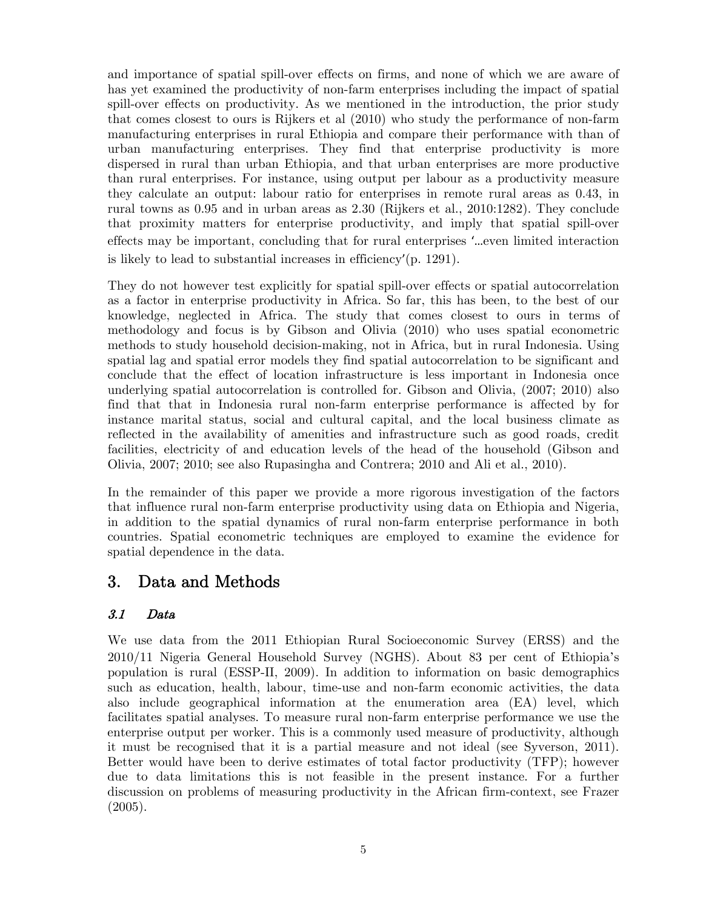and importance of spatial spill-over effects on firms, and none of which we are aware of has yet examined the productivity of non-farm enterprises including the impact of spatial spill-over effects on productivity. As we mentioned in the introduction, the prior study that comes closest to ours is Rijkers et al (2010) who study the performance of non-farm manufacturing enterprises in rural Ethiopia and compare their performance with than of urban manufacturing enterprises. They find that enterprise productivity is more dispersed in rural than urban Ethiopia, and that urban enterprises are more productive than rural enterprises. For instance, using output per labour as a productivity measure they calculate an output: labour ratio for enterprises in remote rural areas as 0.43, in rural towns as 0.95 and in urban areas as 2.30 (Rijkers et al., 2010:1282). They conclude that proximity matters for enterprise productivity, and imply that spatial spill-over effects may be important, concluding that for rural enterprises '…even limited interaction is likely to lead to substantial increases in efficiency'(p. 1291).

They do not however test explicitly for spatial spill-over effects or spatial autocorrelation as a factor in enterprise productivity in Africa. So far, this has been, to the best of our knowledge, neglected in Africa. The study that comes closest to ours in terms of methodology and focus is by Gibson and Olivia (2010) who uses spatial econometric methods to study household decision-making, not in Africa, but in rural Indonesia. Using spatial lag and spatial error models they find spatial autocorrelation to be significant and conclude that the effect of location infrastructure is less important in Indonesia once underlying spatial autocorrelation is controlled for. Gibson and Olivia, (2007; 2010) also find that that in Indonesia rural non-farm enterprise performance is affected by for instance marital status, social and cultural capital, and the local business climate as reflected in the availability of amenities and infrastructure such as good roads, credit facilities, electricity of and education levels of the head of the household (Gibson and Olivia, 2007; 2010; see also Rupasingha and Contrera; 2010 and Ali et al., 2010).

In the remainder of this paper we provide a more rigorous investigation of the factors that influence rural non-farm enterprise productivity using data on Ethiopia and Nigeria, in addition to the spatial dynamics of rural non-farm enterprise performance in both countries. Spatial econometric techniques are employed to examine the evidence for spatial dependence in the data.

# 3. Data and Methods

## *3.1 Data*

We use data from the 2011 Ethiopian Rural Socioeconomic Survey (ERSS) and the 2010/11 Nigeria General Household Survey (NGHS). About 83 per cent of Ethiopia's population is rural (ESSP-II, 2009). In addition to information on basic demographics such as education, health, labour, time-use and non-farm economic activities, the data also include geographical information at the enumeration area (EA) level, which facilitates spatial analyses. To measure rural non-farm enterprise performance we use the enterprise output per worker. This is a commonly used measure of productivity, although it must be recognised that it is a partial measure and not ideal (see Syverson, 2011). Better would have been to derive estimates of total factor productivity (TFP); however due to data limitations this is not feasible in the present instance. For a further discussion on problems of measuring productivity in the African firm-context, see Frazer (2005).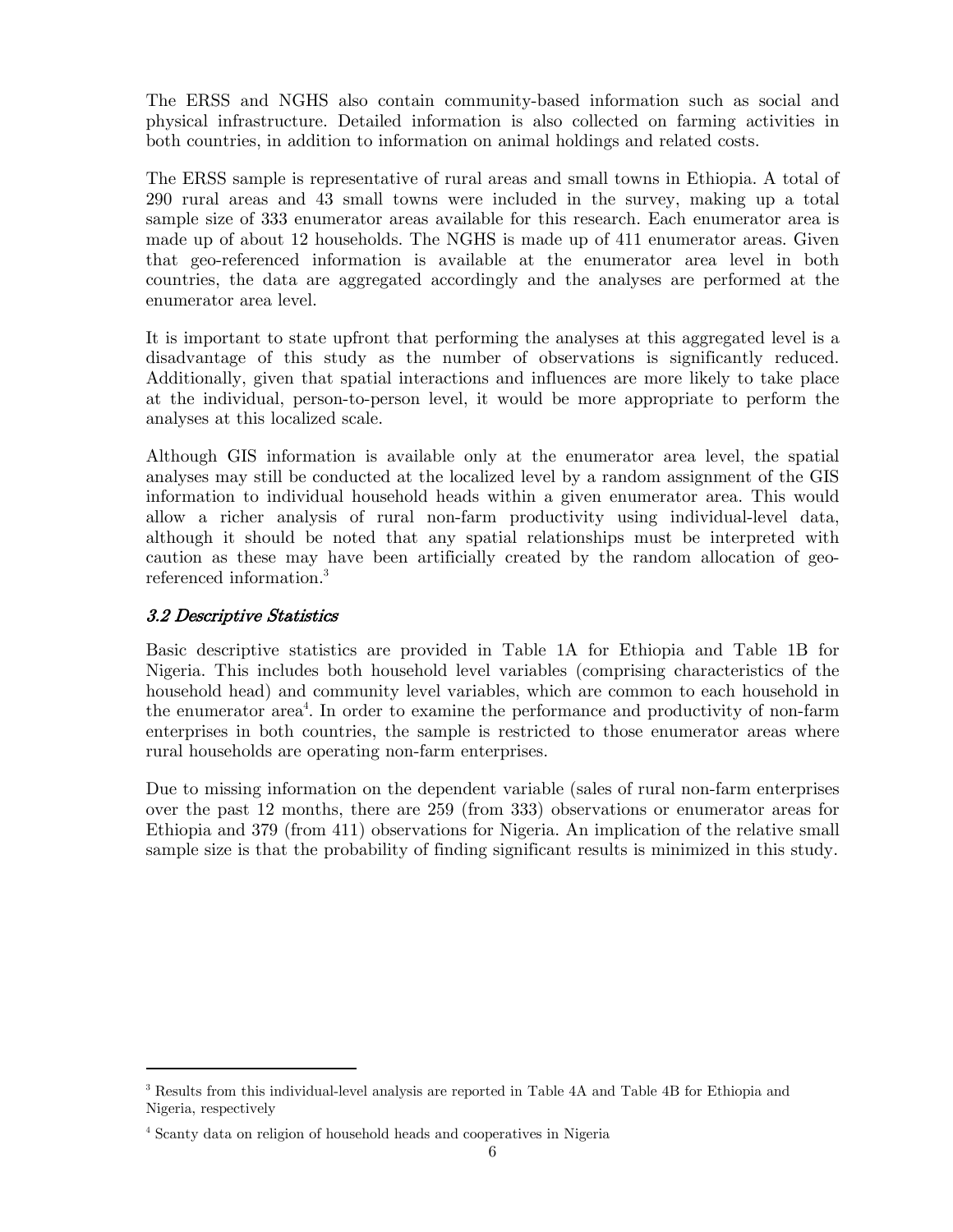The ERSS and NGHS also contain community-based information such as social and physical infrastructure. Detailed information is also collected on farming activities in both countries, in addition to information on animal holdings and related costs.

The ERSS sample is representative of rural areas and small towns in Ethiopia. A total of 290 rural areas and 43 small towns were included in the survey, making up a total sample size of 333 enumerator areas available for this research. Each enumerator area is made up of about 12 households. The NGHS is made up of 411 enumerator areas. Given that geo-referenced information is available at the enumerator area level in both countries, the data are aggregated accordingly and the analyses are performed at the enumerator area level.

It is important to state upfront that performing the analyses at this aggregated level is a disadvantage of this study as the number of observations is significantly reduced. Additionally, given that spatial interactions and influences are more likely to take place at the individual, person-to-person level, it would be more appropriate to perform the analyses at this localized scale.

Although GIS information is available only at the enumerator area level, the spatial analyses may still be conducted at the localized level by a random assignment of the GIS information to individual household heads within a given enumerator area. This would allow a richer analysis of rural non-farm productivity using individual-level data, although it should be noted that any spatial relationships must be interpreted with caution as these may have been artificially created by the random allocation of geo-referenced information.[3]

### *3.2 Descriptive Statistics*

Basic descriptive statistics are provided in Table 1A for Ethiopia and Table 1B for Nigeria. This includes both household level variables (comprising characteristics of the household head) and community level variables, which are common to each household in the enumerator area[4]. In order to examine the performance and productivity of non-farm enterprises in both countries, the sample is restricted to those enumerator areas where rural households are operating non-farm enterprises.

Due to missing information on the dependent variable (sales of rural non-farm enterprises over the past 12 months, there are 259 (from 333) observations or enumerator areas for Ethiopia and 379 (from 411) observations for Nigeria. An implication of the relative small sample size is that the probability of finding significant results is minimized in this study.

---

[3] Results from this individual-level analysis are reported in Table 4A and Table 4B for Ethiopia and Nigeria, respectively

[4] Scanty data on religion of household heads and cooperatives in Nigeria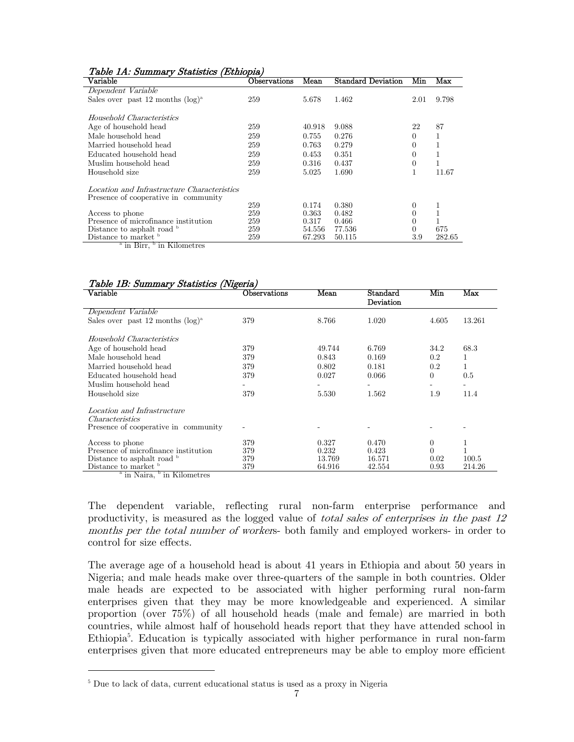*Table 1A: Summary Statistics (Ethiopia)*

| Variable | Observations | Mean | Standard Deviation | Min | Max |
|---|---|---|---|---|---|
| *Dependent Variable* | | | | | |
| Sales over past 12 months (log)[a] | 259 | 5.678 | 1.462 | 2.01 | 9.798 |
| *Household Characteristics* | | | | | |
| Age of household head | 259 | 40.918 | 9.088 | 22 | 87 |
| Male household head | 259 | 0.755 | 0.276 | 0 | 1 |
| Married household head | 259 | 0.763 | 0.279 | 0 | 1 |
| Educated household head | 259 | 0.453 | 0.351 | 0 | 1 |
| Muslim household head | 259 | 0.316 | 0.437 | 0 | 1 |
| Household size | 259 | 5.025 | 1.690 | 1 | 11.67 |
| *Location and Infrastructure Characteristics* | | | | | |
| Presence of cooperative in community | 259 | 0.174 | 0.380 | 0 | 1 |
| Access to phone | 259 | 0.363 | 0.482 | 0 | 1 |
| Presence of microfinance institution | 259 | 0.317 | 0.466 | 0 | 1 |
| Distance to asphalt road [b] | 259 | 54.556 | 77.536 | 0 | 675 |
| Distance to market [b] | 259 | 67.293 | 50.115 | 3.9 | 282.65 |

[a] in Birr, [b] in Kilometres

*Table 1B: Summary Statistics (Nigeria)*

| Variable | Observations | Mean | Standard Deviation | Min | Max |
|---|---|---|---|---|---|
| *Dependent Variable* | | | | | |
| Sales over past 12 months (log)[a] | 379 | 8.766 | 1.020 | 4.605 | 13.261 |
| *Household Characteristics* | | | | | |
| Age of household head | 379 | 49.744 | 6.769 | 34.2 | 68.3 |
| Male household head | 379 | 0.843 | 0.169 | 0.2 | 1 |
| Married household head | 379 | 0.802 | 0.181 | 0.2 | 1 |
| Educated household head | 379 | 0.027 | 0.066 | 0 | 0.5 |
| Muslim household head | - | - | - | - | - |
| Household size | 379 | 5.530 | 1.562 | 1.9 | 11.4 |
| *Location and Infrastructure Characteristics* | | | | | |
| Presence of cooperative in community | - | - | - | - | - |
| Access to phone | 379 | 0.327 | 0.470 | 0 | 1 |
| Presence of microfinance institution | 379 | 0.232 | 0.423 | 0 | 1 |
| Distance to asphalt road [b] | 379 | 13.769 | 16.571 | 0.02 | 100.5 |
| Distance to market [b] | 379 | 64.916 | 42.554 | 0.93 | 214.26 |

[a] in Naira, [b] in Kilometres

The dependent variable, reflecting rural non-farm enterprise performance and productivity, is measured as the logged value of *total sales of enterprises in the past 12 months per the total number of workers*- both family and employed workers- in order to control for size effects.

The average age of a household head is about 41 years in Ethiopia and about 50 years in Nigeria; and male heads make over three-quarters of the sample in both countries. Older male heads are expected to be associated with higher performing rural non-farm enterprises given that they may be more knowledgeable and experienced. A similar proportion (over 75%) of all household heads (male and female) are married in both countries, while almost half of household heads report that they have attended school in Ethiopia[5]. Education is typically associated with higher performance in rural non-farm enterprises given that more educated entrepreneurs may be able to employ more efficient

[5] Due to lack of data, current educational status is used as a proxy in Nigeria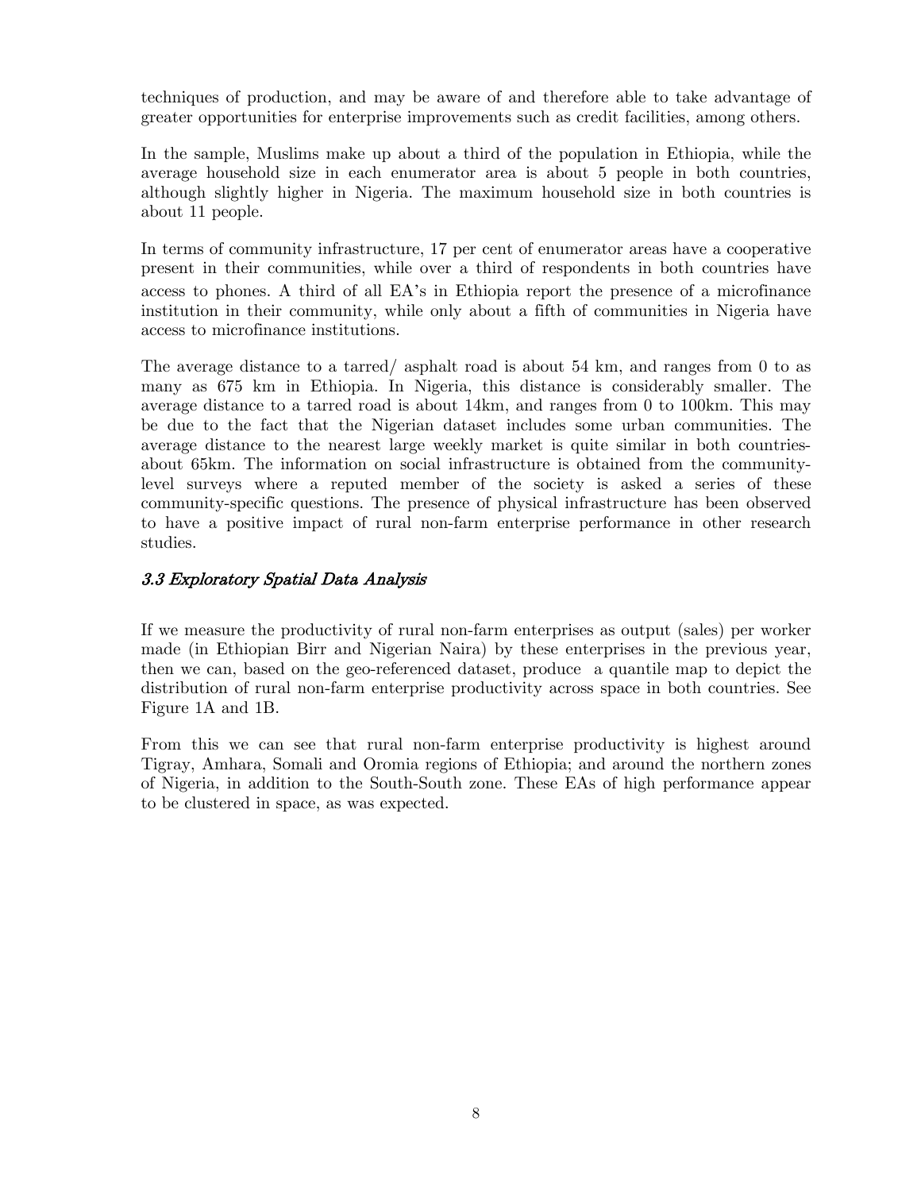techniques of production, and may be aware of and therefore able to take advantage of greater opportunities for enterprise improvements such as credit facilities, among others.

In the sample, Muslims make up about a third of the population in Ethiopia, while the average household size in each enumerator area is about 5 people in both countries, although slightly higher in Nigeria. The maximum household size in both countries is about 11 people.

In terms of community infrastructure, 17 per cent of enumerator areas have a cooperative present in their communities, while over a third of respondents in both countries have access to phones. A third of all EA's in Ethiopia report the presence of a microfinance institution in their community, while only about a fifth of communities in Nigeria have access to microfinance institutions.

The average distance to a tarred/ asphalt road is about 54 km, and ranges from 0 to as many as 675 km in Ethiopia. In Nigeria, this distance is considerably smaller. The average distance to a tarred road is about 14km, and ranges from 0 to 100km. This may be due to the fact that the Nigerian dataset includes some urban communities. The average distance to the nearest large weekly market is quite similar in both countries-about 65km. The information on social infrastructure is obtained from the community-level surveys where a reputed member of the society is asked a series of these community-specific questions. The presence of physical infrastructure has been observed to have a positive impact of rural non-farm enterprise performance in other research studies.

### *3.3 Exploratory Spatial Data Analysis*

If we measure the productivity of rural non-farm enterprises as output (sales) per worker made (in Ethiopian Birr and Nigerian Naira) by these enterprises in the previous year, then we can, based on the geo-referenced dataset, produce a quantile map to depict the distribution of rural non-farm enterprise productivity across space in both countries. See Figure 1A and 1B.

From this we can see that rural non-farm enterprise productivity is highest around Tigray, Amhara, Somali and Oromia regions of Ethiopia; and around the northern zones of Nigeria, in addition to the South-South zone. These EAs of high performance appear to be clustered in space, as was expected.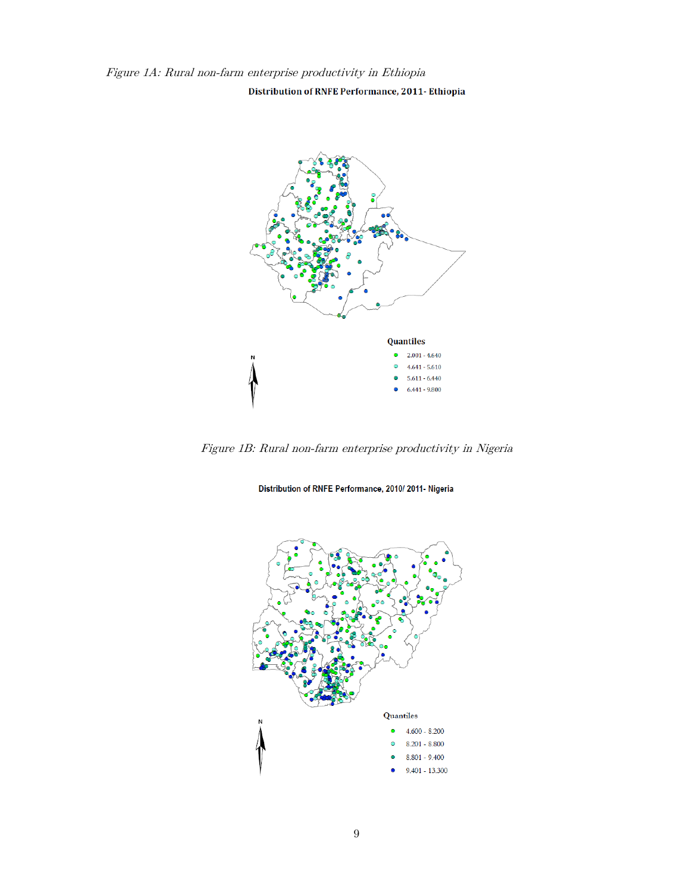*Figure 1A: Rural non-farm enterprise productivity in Ethiopia*

**Distribution of RNFE Performance, 2011- Ethiopia**

Quantiles

- 2.001 - 4.640
- 4.641 - 5.610
- 5.611 - 6.440
- 6.441 - 9.800

*Figure 1B: Rural non-farm enterprise productivity in Nigeria*

**Distribution of RNFE Performance, 2010/ 2011- Nigeria**

Quantiles

- 4.600 - 8.200
- 8.201 - 8.800
- 8.801 - 9.400
- 9.401 - 13.300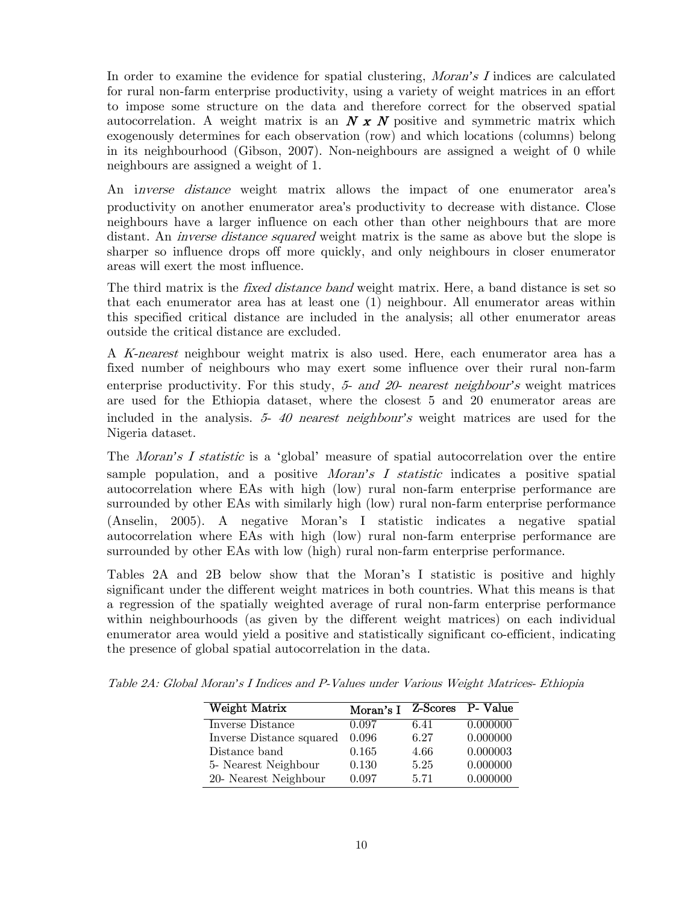In order to examine the evidence for spatial clustering, *Moran's I* indices are calculated for rural non-farm enterprise productivity, using a variety of weight matrices in an effort to impose some structure on the data and therefore correct for the observed spatial autocorrelation. A weight matrix is an ***N x N*** positive and symmetric matrix which exogenously determines for each observation (row) and which locations (columns) belong in its neighbourhood (Gibson, 2007). Non-neighbours are assigned a weight of 0 while neighbours are assigned a weight of 1.

An i*nverse distance* weight matrix allows the impact of one enumerator area's productivity on another enumerator area's productivity to decrease with distance. Close neighbours have a larger influence on each other than other neighbours that are more distant. An *inverse distance squared* weight matrix is the same as above but the slope is sharper so influence drops off more quickly, and only neighbours in closer enumerator areas will exert the most influence.

The third matrix is the *fixed distance band* weight matrix. Here, a band distance is set so that each enumerator area has at least one (1) neighbour. All enumerator areas within this specified critical distance are included in the analysis; all other enumerator areas outside the critical distance are excluded.

A *K-nearest* neighbour weight matrix is also used. Here, each enumerator area has a fixed number of neighbours who may exert some influence over their rural non-farm enterprise productivity. For this study, *5- and 20- nearest neighbour's* weight matrices are used for the Ethiopia dataset, where the closest 5 and 20 enumerator areas are included in the analysis. *5- 40 nearest neighbour's* weight matrices are used for the Nigeria dataset.

The *Moran's I statistic* is a 'global' measure of spatial autocorrelation over the entire sample population, and a positive *Moran's I statistic* indicates a positive spatial autocorrelation where EAs with high (low) rural non-farm enterprise performance are surrounded by other EAs with similarly high (low) rural non-farm enterprise performance (Anselin, 2005). A negative Moran's I statistic indicates a negative spatial autocorrelation where EAs with high (low) rural non-farm enterprise performance are surrounded by other EAs with low (high) rural non-farm enterprise performance.

Tables 2A and 2B below show that the Moran's I statistic is positive and highly significant under the different weight matrices in both countries. What this means is that a regression of the spatially weighted average of rural non-farm enterprise performance within neighbourhoods (as given by the different weight matrices) on each individual enumerator area would yield a positive and statistically significant co-efficient, indicating the presence of global spatial autocorrelation in the data.

*Table 2A: Global Moran's I Indices and P-Values under Various Weight Matrices- Ethiopia*

| Weight Matrix | Moran's I | Z-Scores | P- Value |
|---|---|---|---|
| Inverse Distance | 0.097 | 6.41 | 0.000000 |
| Inverse Distance squared | 0.096 | 6.27 | 0.000000 |
| Distance band | 0.165 | 4.66 | 0.000003 |
| 5- Nearest Neighbour | 0.130 | 5.25 | 0.000000 |
| 20- Nearest Neighbour | 0.097 | 5.71 | 0.000000 |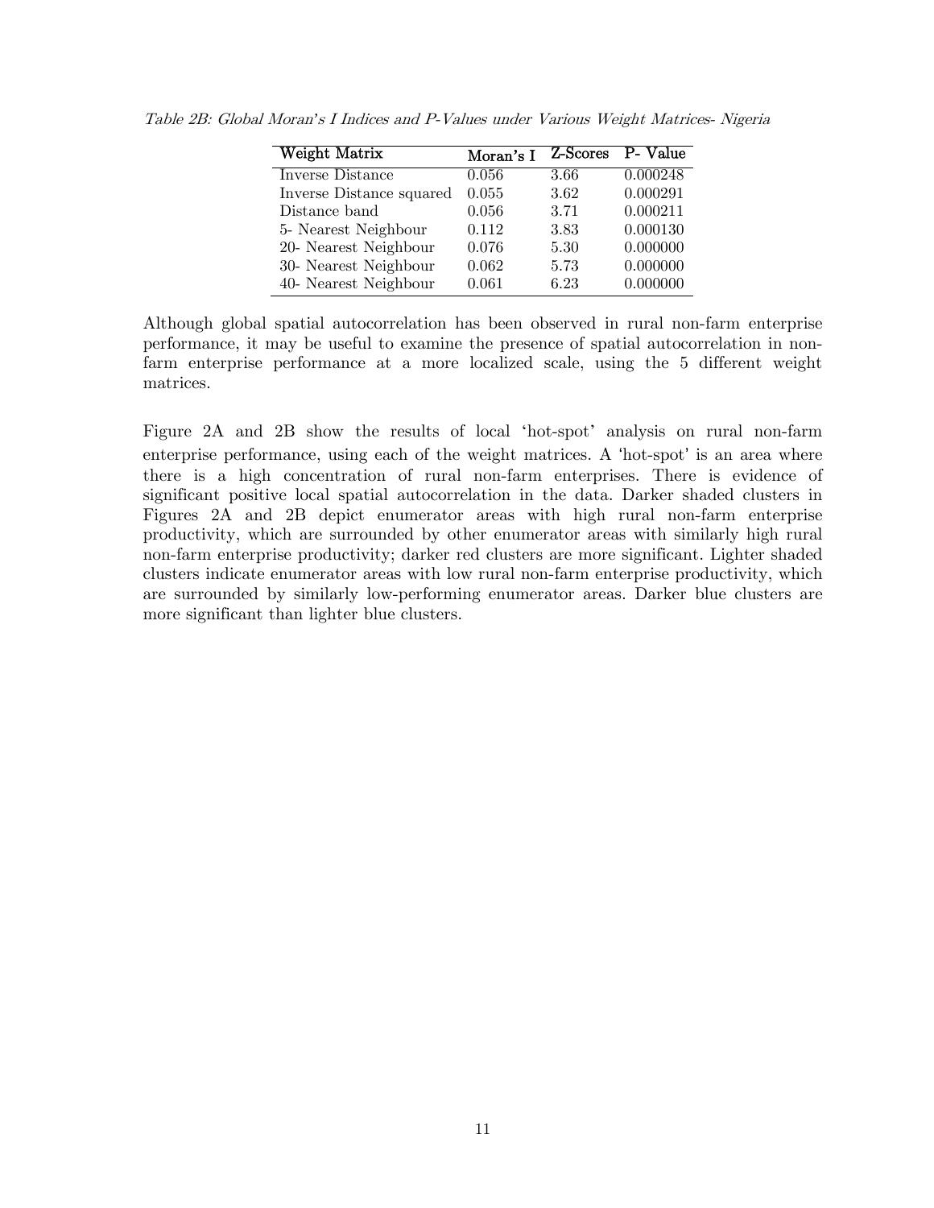*Table 2B: Global Moran's I Indices and P-Values under Various Weight Matrices- Nigeria*

| Weight Matrix | Moran's I | Z-Scores | P- Value |
|---|---|---|---|
| Inverse Distance | 0.056 | 3.66 | 0.000248 |
| Inverse Distance squared | 0.055 | 3.62 | 0.000291 |
| Distance band | 0.056 | 3.71 | 0.000211 |
| 5- Nearest Neighbour | 0.112 | 3.83 | 0.000130 |
| 20- Nearest Neighbour | 0.076 | 5.30 | 0.000000 |
| 30- Nearest Neighbour | 0.062 | 5.73 | 0.000000 |
| 40- Nearest Neighbour | 0.061 | 6.23 | 0.000000 |

Although global spatial autocorrelation has been observed in rural non-farm enterprise performance, it may be useful to examine the presence of spatial autocorrelation in non-farm enterprise performance at a more localized scale, using the 5 different weight matrices.

Figure 2A and 2B show the results of local 'hot-spot' analysis on rural non-farm enterprise performance, using each of the weight matrices. A 'hot-spot' is an area where there is a high concentration of rural non-farm enterprises. There is evidence of significant positive local spatial autocorrelation in the data. Darker shaded clusters in Figures 2A and 2B depict enumerator areas with high rural non-farm enterprise productivity, which are surrounded by other enumerator areas with similarly high rural non-farm enterprise productivity; darker red clusters are more significant. Lighter shaded clusters indicate enumerator areas with low rural non-farm enterprise productivity, which are surrounded by similarly low-performing enumerator areas. Darker blue clusters are more significant than lighter blue clusters.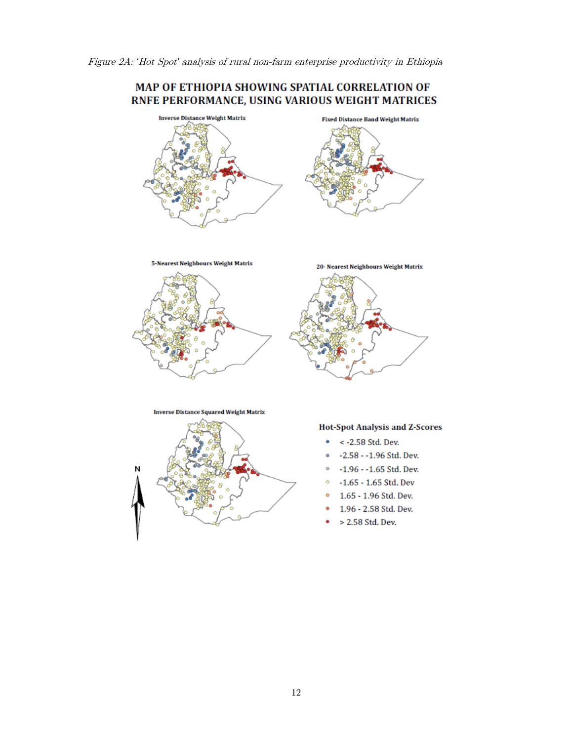*Figure 2A: 'Hot Spot' analysis of rural non-farm enterprise productivity in Ethiopia*

**MAP OF ETHIOPIA SHOWING SPATIAL CORRELATION OF RNFE PERFORMANCE, USING VARIOUS WEIGHT MATRICES**

Inverse Distance Weight Matrix

Fixed Distance Band Weight Matrix

5-Nearest Neighbours Weight Matrix

20- Nearest Neighbours Weight Matrix

Inverse Distance Squared Weight Matrix

N

**Hot-Spot Analysis and Z-Scores**

- < -2.58 Std. Dev.
- -2.58 - -1.96 Std. Dev.
- -1.96 - -1.65 Std. Dev.
- -1.65 - 1.65 Std. Dev
- 1.65 - 1.96 Std. Dev.
- 1.96 - 2.58 Std. Dev.
- \> 2.58 Std. Dev.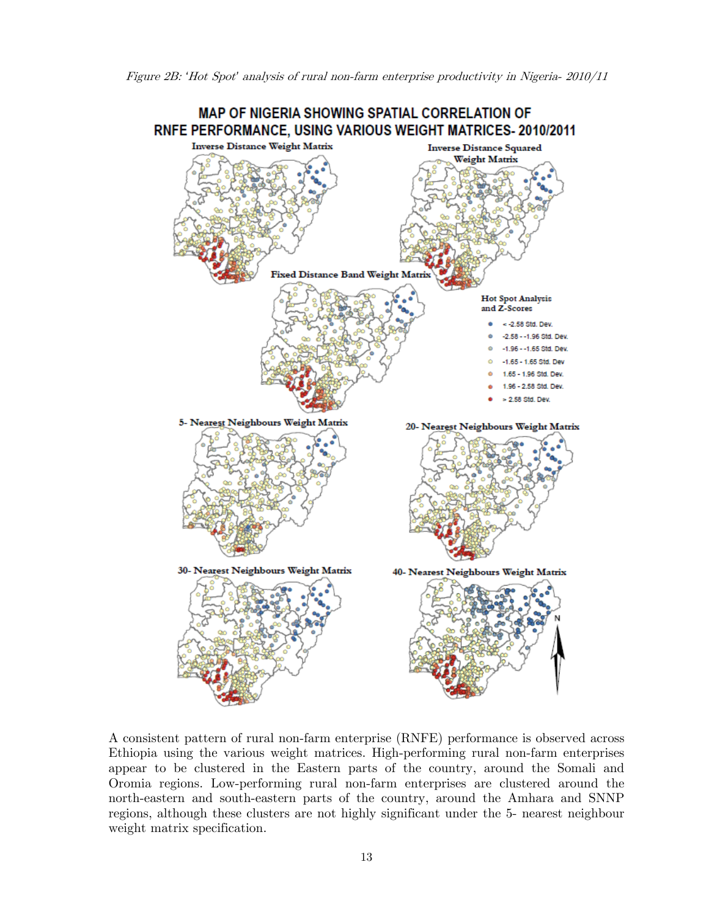*Figure 2B: 'Hot Spot' analysis of rural non-farm enterprise productivity in Nigeria- 2010/11*

MAP OF NIGERIA SHOWING SPATIAL CORRELATION OF RNFE PERFORMANCE, USING VARIOUS WEIGHT MATRICES- 2010/2011

Inverse Distance Weight Matrix

Inverse Distance Squared Weight Matrix

Fixed Distance Band Weight Matrix

Hot Spot Analysis and Z-Scores

- < -2.58 Std. Dev.
- -2.58 - -1.96 Std. Dev.
- -1.96 - -1.65 Std. Dev.
- -1.65 - 1.65 Std. Dev
- 1.65 - 1.96 Std. Dev.
- 1.96 - 2.58 Std. Dev.
- > 2.58 Std. Dev.

5- Nearest Neighbours Weight Matrix

20- Nearest Neighbours Weight Matrix

30- Nearest Neighbours Weight Matrix

40- Nearest Neighbours Weight Matrix

N

A consistent pattern of rural non-farm enterprise (RNFE) performance is observed across Ethiopia using the various weight matrices. High-performing rural non-farm enterprises appear to be clustered in the Eastern parts of the country, around the Somali and Oromia regions. Low-performing rural non-farm enterprises are clustered around the north-eastern and south-eastern parts of the country, around the Amhara and SNNP regions, although these clusters are not highly significant under the 5- nearest neighbour weight matrix specification.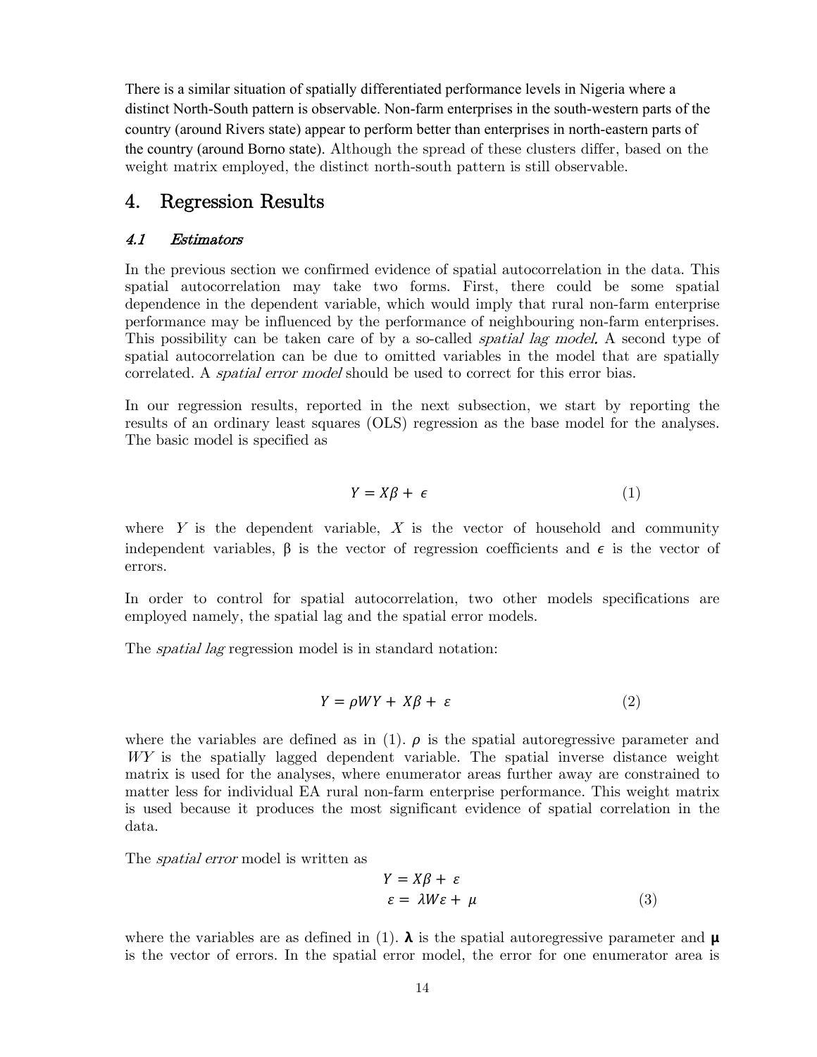There is a similar situation of spatially differentiated performance levels in Nigeria where a distinct North-South pattern is observable. Non-farm enterprises in the south-western parts of the country (around Rivers state) appear to perform better than enterprises in north-eastern parts of the country (around Borno state). Although the spread of these clusters differ, based on the weight matrix employed, the distinct north-south pattern is still observable.

## 4. Regression Results

### *4.1 Estimators*

In the previous section we confirmed evidence of spatial autocorrelation in the data. This spatial autocorrelation may take two forms. First, there could be some spatial dependence in the dependent variable, which would imply that rural non-farm enterprise performance may be influenced by the performance of neighbouring non-farm enterprises. This possibility can be taken care of by a so-called *spatial lag model.* A second type of spatial autocorrelation can be due to omitted variables in the model that are spatially correlated. A *spatial error model* should be used to correct for this error bias.

In our regression results, reported in the next subsection, we start by reporting the results of an ordinary least squares (OLS) regression as the base model for the analyses. The basic model is specified as

$$Y = X\beta + \epsilon \tag{1}$$

where $Y$ is the dependent variable, $X$ is the vector of household and community independent variables, $\beta$ is the vector of regression coefficients and $\epsilon$ is the vector of errors.

In order to control for spatial autocorrelation, two other models specifications are employed namely, the spatial lag and the spatial error models.

The *spatial lag* regression model is in standard notation:

$$Y = \rho WY + X\beta + \varepsilon \tag{2}$$

where the variables are defined as in (1). $\rho$ is the spatial autoregressive parameter and $WY$ is the spatially lagged dependent variable. The spatial inverse distance weight matrix is used for the analyses, where enumerator areas further away are constrained to matter less for individual EA rural non-farm enterprise performance. This weight matrix is used because it produces the most significant evidence of spatial correlation in the data.

The *spatial error* model is written as

$$\begin{aligned} Y &= X\beta + \varepsilon \\ \varepsilon &= \lambda W\varepsilon + \mu \end{aligned} \tag{3}$$

where the variables are as defined in (1). $\boldsymbol{\lambda}$ is the spatial autoregressive parameter and $\boldsymbol{\mu}$ is the vector of errors. In the spatial error model, the error for one enumerator area is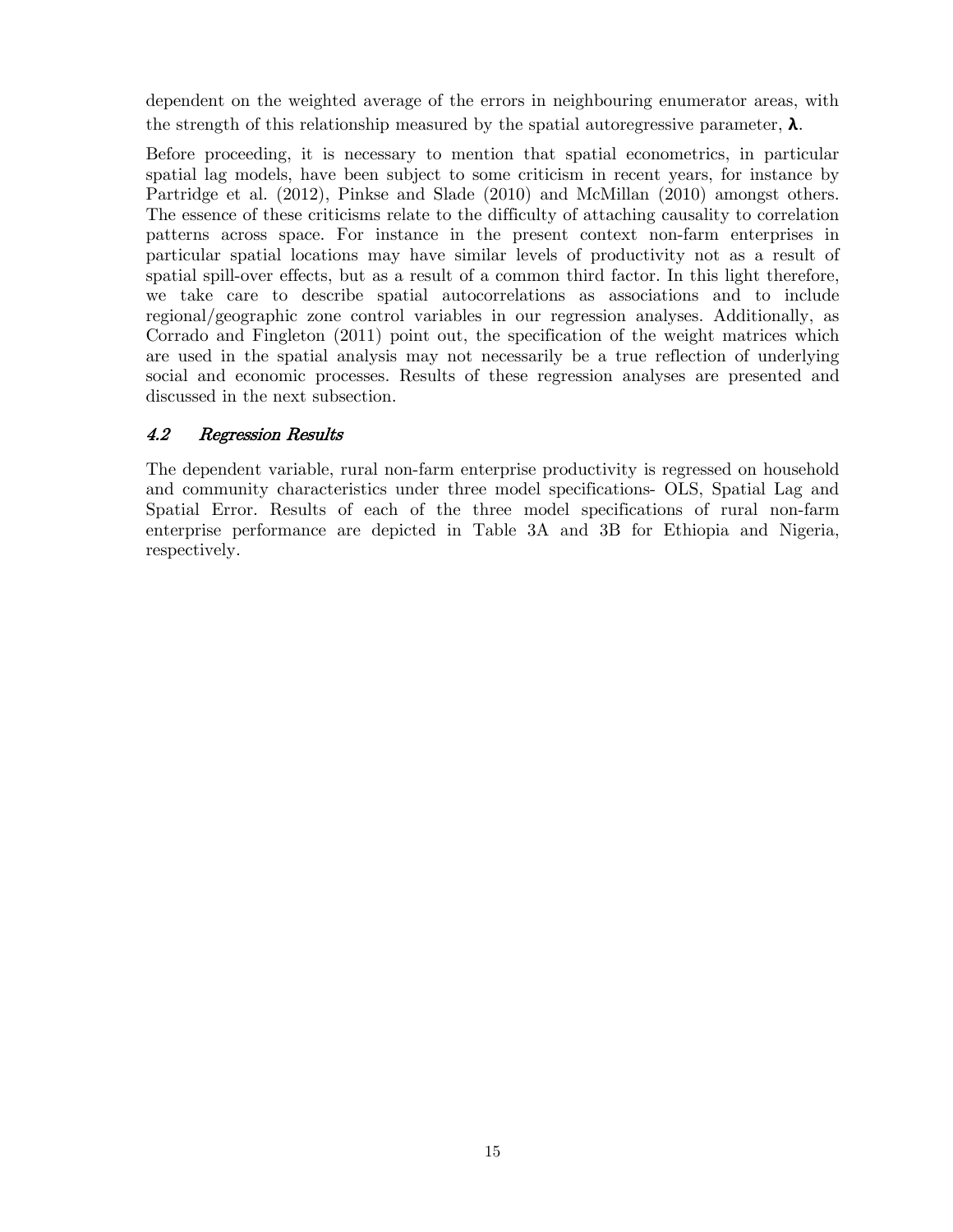dependent on the weighted average of the errors in neighbouring enumerator areas, with the strength of this relationship measured by the spatial autoregressive parameter, $\boldsymbol{\lambda}$.

Before proceeding, it is necessary to mention that spatial econometrics, in particular spatial lag models, have been subject to some criticism in recent years, for instance by Partridge et al. (2012), Pinkse and Slade (2010) and McMillan (2010) amongst others. The essence of these criticisms relate to the difficulty of attaching causality to correlation patterns across space. For instance in the present context non-farm enterprises in particular spatial locations may have similar levels of productivity not as a result of spatial spill-over effects, but as a result of a common third factor. In this light therefore, we take care to describe spatial autocorrelations as associations and to include regional/geographic zone control variables in our regression analyses. Additionally, as Corrado and Fingleton (2011) point out, the specification of the weight matrices which are used in the spatial analysis may not necessarily be a true reflection of underlying social and economic processes. Results of these regression analyses are presented and discussed in the next subsection.

### *4.2 Regression Results*

The dependent variable, rural non-farm enterprise productivity is regressed on household and community characteristics under three model specifications- OLS, Spatial Lag and Spatial Error. Results of each of the three model specifications of rural non-farm enterprise performance are depicted in Table 3A and 3B for Ethiopia and Nigeria, respectively.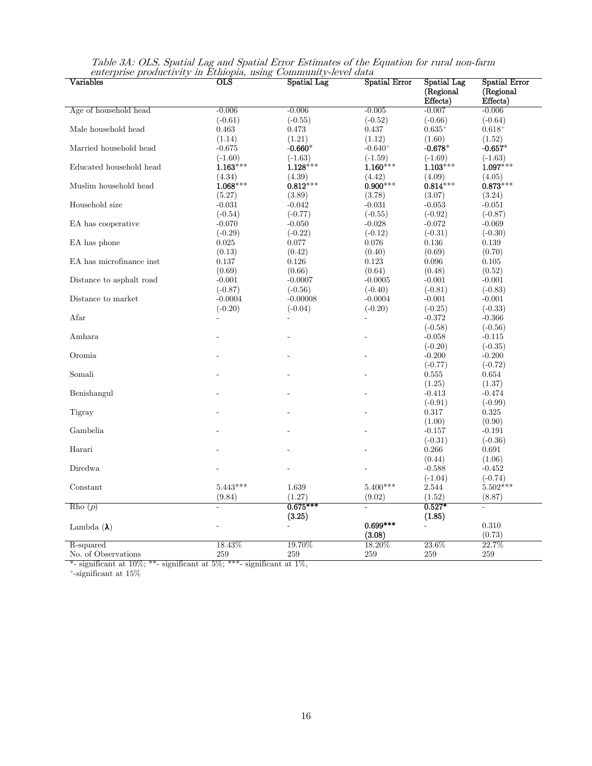*Table 3A: OLS, Spatial Lag and Spatial Error Estimates of the Equation for rural non-farm enterprise productivity in Ethiopia, using Community-level data*

| Variables | OLS | Spatial Lag | Spatial Error | Spatial Lag (Regional Effects) | Spatial Error (Regional Effects) |
|---|---|---|---|---|---|
| Age of household head | -0.006 | -0.006 | -0.005 | -0.007 | -0.006 |
| | (-0.61) | (-0.55) | (-0.52) | (-0.66) | (-0.64) |
| Male household head | 0.463 | 0.473 | 0.437 | 0.635⁺ | 0.618⁺ |
| | (1.14) | (1.21) | (1.12) | (1.60) | (1.52) |
| Married household head | -0.675 | **-0.660*** | -0.640⁺ | **-0.678*** | **-0.657*** |
| | (-1.60) | (-1.63) | (-1.59) | (-1.69) | (-1.63) |
| Educated household head | **1.163***\*** | **1.128***\*** | **1.160***\*** | **1.103***\*** | **1.097***\*** |
| | (4.34) | (4.39) | (4.42) | (4.09) | (4.05) |
| Muslim household head | **1.068***\*** | **0.812***\*** | **0.900***\*** | **0.814***\*** | **0.873***\*** |
| | (5.27) | (3.89) | (3.78) | (3.07) | (3.24) |
| Household size | -0.031 | -0.042 | -0.031 | -0.053 | -0.051 |
| | (-0.54) | (-0.77) | (-0.55) | (-0.92) | (-0.87) |
| EA has cooperative | -0.070 | -0.050 | -0.028 | -0.072 | -0.069 |
| | (-0.29) | (-0.22) | (-0.12) | (-0.31) | (-0.30) |
| EA has phone | 0.025 | 0.077 | 0.076 | 0.136 | 0.139 |
| | (0.13) | (0.42) | (0.40) | (0.69) | (0.70) |
| EA has microfinance inst | 0.137 | 0.126 | 0.123 | 0.096 | 0.105 |
| | (0.69) | (0.66) | (0.64) | (0.48) | (0.52) |
| Distance to asphalt road | -0.001 | -0.0007 | -0.0005 | -0.001 | -0.001 |
| | (-0.87) | (-0.56) | (-0.40) | (-0.81) | (-0.83) |
| Distance to market | -0.0004 | -0.00008 | -0.0004 | -0.001 | -0.001 |
| | (-0.20) | (-0.04) | (-0.20) | (-0.25) | (-0.33) |
| Afar | - | - | - | -0.372 | -0.366 |
| | | | | (-0.58) | (-0.56) |
| Amhara | - | - | - | -0.058 | -0.115 |
| | | | | (-0.20) | (-0.35) |
| Oromia | - | - | - | -0.200 | -0.200 |
| | | | | (-0.77) | (-0.72) |
| Somali | - | - | - | 0.555 | 0.654 |
| | | | | (1.25) | (1.37) |
| Benishangul | - | - | - | -0.413 | -0.474 |
| | | | | (-0.91) | (-0.99) |
| Tigray | - | - | - | 0.317 | 0.325 |
| | | | | (1.00) | (0.90) |
| Gambelia | - | - | - | -0.157 | -0.191 |
| | | | | (-0.31) | (-0.36) |
| Harari | - | - | - | 0.266 | 0.691 |
| | | | | (0.44) | (1.06) |
| Diredwa | - | - | - | -0.588 | -0.452 |
| | | | | (-1.04) | (-0.74) |
| Constant | 5.443*** | 1.639 | 5.400*** | 2.544 | 5.502*** |
| | (9.84) | (1.27) | (9.02) | (1.52) | (8.87) |
| Rho ($\rho$) | - | **0.675***\*** | - | **0.527*** | - |
| | | **(3.25)** | | **(1.85)** | |
| Lambda ($\lambda$) | - | - | **0.699***\*** | - | 0.310 |
| | | | **(3.08)** | | (0.73) |
| R-squared | 18.43% | 19.70% | 18.20% | 23.6% | 22.7% |
| No. of Observations | 259 | 259 | 259 | 259 | 259 |

*- significant at 10%; **- significant at 5%; ***- significant at 1%,
⁺-significant at 15%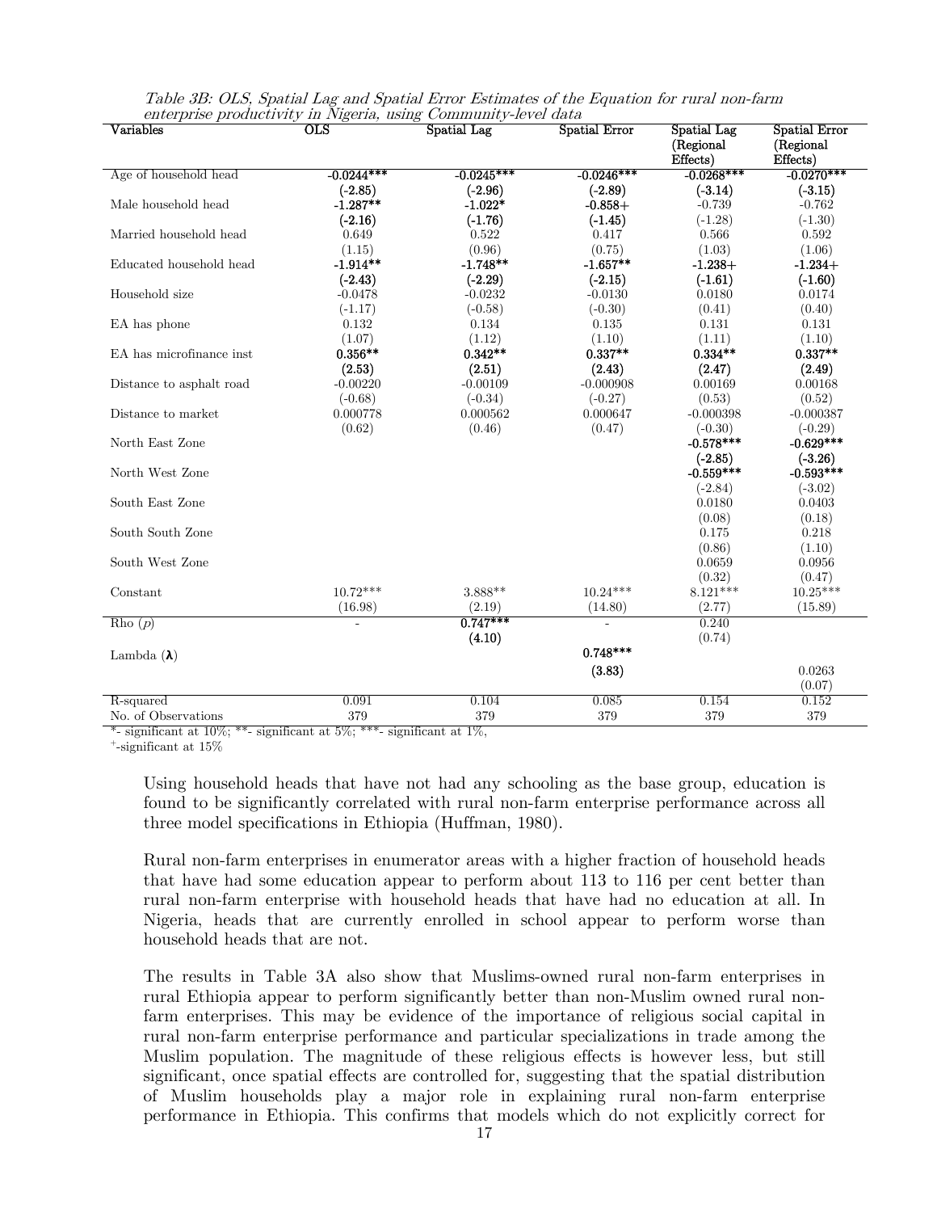*Table 3B: OLS, Spatial Lag and Spatial Error Estimates of the Equation for rural non-farm enterprise productivity in Nigeria, using Community-level data*

| Variables | OLS | Spatial Lag | Spatial Error | Spatial Lag (Regional Effects) | Spatial Error (Regional Effects) |
|---|---|---|---|---|---|
| Age of household head | **-0.0244***** | **-0.0245***** | **-0.0246***** | **-0.0268***** | **-0.0270***** |
| | **(-2.85)** | **(-2.96)** | **(-2.89)** | **(-3.14)** | **(-3.15)** |
| Male household head | **-1.287**** | **-1.022*** | **-0.858+** | -0.739 | -0.762 |
| | **(-2.16)** | **(-1.76)** | **(-1.45)** | (-1.28) | (-1.30) |
| Married household head | 0.649 | 0.522 | 0.417 | 0.566 | 0.592 |
| | (1.15) | (0.96) | (0.75) | (1.03) | (1.06) |
| Educated household head | **-1.914**** | **-1.748**** | **-1.657**** | **-1.238+** | **-1.234+** |
| | **(-2.43)** | **(-2.29)** | **(-2.15)** | **(-1.61)** | **(-1.60)** |
| Household size | -0.0478 | -0.0232 | -0.0130 | 0.0180 | 0.0174 |
| | (-1.17) | (-0.58) | (-0.30) | (0.41) | (0.40) |
| EA has phone | 0.132 | 0.134 | 0.135 | 0.131 | 0.131 |
| | (1.07) | (1.12) | (1.10) | (1.11) | (1.10) |
| EA has microfinance inst | **0.356**** | **0.342**** | **0.337**** | **0.334**** | **0.337**** |
| | **(2.53)** | **(2.51)** | **(2.43)** | **(2.47)** | **(2.49)** |
| Distance to asphalt road | -0.00220 | -0.00109 | -0.000908 | 0.00169 | 0.00168 |
| | (-0.68) | (-0.34) | (-0.27) | (0.53) | (0.52) |
| Distance to market | 0.000778 | 0.000562 | 0.000647 | -0.000398 | -0.000387 |
| | (0.62) | (0.46) | (0.47) | (-0.30) | (-0.29) |
| North East Zone | | | | **-0.578***** | **-0.629***** |
| | | | | **(-2.85)** | **(-3.26)** |
| North West Zone | | | | **-0.559***** | **-0.593***** |
| | | | | (-2.84) | (-3.02) |
| South East Zone | | | | 0.0180 | 0.0403 |
| | | | | (0.08) | (0.18) |
| South South Zone | | | | 0.175 | 0.218 |
| | | | | (0.86) | (1.10) |
| South West Zone | | | | 0.0659 | 0.0956 |
| | | | | (0.32) | (0.47) |
| Constant | 10.72*** | 3.888** | 10.24*** | 8.121*** | 10.25*** |
| | (16.98) | (2.19) | (14.80) | (2.77) | (15.89) |
| Rho ($p$) | - | **0.747***** | - | 0.240 | |
| | | **(4.10)** | | (0.74) | |
| Lambda ($\lambda$) | | | **0.748***** | | |
| | | | **(3.83)** | | 0.0263 |
| | | | | | (0.07) |
| R-squared | 0.091 | 0.104 | 0.085 | 0.154 | 0.152 |
| No. of Observations | 379 | 379 | 379 | 379 | 379 |

*- significant at 10%; **- significant at 5%; ***- significant at 1%,
+-significant at 15%

Using household heads that have not had any schooling as the base group, education is found to be significantly correlated with rural non-farm enterprise performance across all three model specifications in Ethiopia (Huffman, 1980).

Rural non-farm enterprises in enumerator areas with a higher fraction of household heads that have had some education appear to perform about 113 to 116 per cent better than rural non-farm enterprise with household heads that have had no education at all. In Nigeria, heads that are currently enrolled in school appear to perform worse than household heads that are not.

The results in Table 3A also show that Muslims-owned rural non-farm enterprises in rural Ethiopia appear to perform significantly better than non-Muslim owned rural non-farm enterprises. This may be evidence of the importance of religious social capital in rural non-farm enterprise performance and particular specializations in trade among the Muslim population. The magnitude of these religious effects is however less, but still significant, once spatial effects are controlled for, suggesting that the spatial distribution of Muslim households play a major role in explaining rural non-farm enterprise performance in Ethiopia. This confirms that models which do not explicitly correct for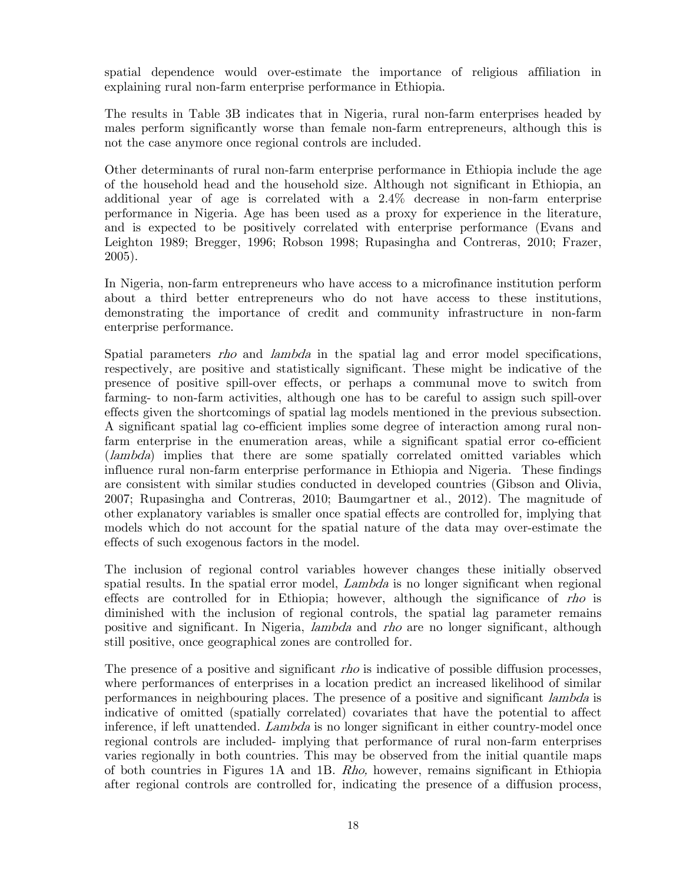spatial dependence would over-estimate the importance of religious affiliation in explaining rural non-farm enterprise performance in Ethiopia.

The results in Table 3B indicates that in Nigeria, rural non-farm enterprises headed by males perform significantly worse than female non-farm entrepreneurs, although this is not the case anymore once regional controls are included.

Other determinants of rural non-farm enterprise performance in Ethiopia include the age of the household head and the household size. Although not significant in Ethiopia, an additional year of age is correlated with a 2.4% decrease in non-farm enterprise performance in Nigeria. Age has been used as a proxy for experience in the literature, and is expected to be positively correlated with enterprise performance (Evans and Leighton 1989; Bregger, 1996; Robson 1998; Rupasingha and Contreras, 2010; Frazer, 2005).

In Nigeria, non-farm entrepreneurs who have access to a microfinance institution perform about a third better entrepreneurs who do not have access to these institutions, demonstrating the importance of credit and community infrastructure in non-farm enterprise performance.

Spatial parameters *rho* and *lambda* in the spatial lag and error model specifications, respectively, are positive and statistically significant. These might be indicative of the presence of positive spill-over effects, or perhaps a communal move to switch from farming- to non-farm activities, although one has to be careful to assign such spill-over effects given the shortcomings of spatial lag models mentioned in the previous subsection. A significant spatial lag co-efficient implies some degree of interaction among rural non-farm enterprise in the enumeration areas, while a significant spatial error co-efficient (*lambda*) implies that there are some spatially correlated omitted variables which influence rural non-farm enterprise performance in Ethiopia and Nigeria. These findings are consistent with similar studies conducted in developed countries (Gibson and Olivia, 2007; Rupasingha and Contreras, 2010; Baumgartner et al., 2012). The magnitude of other explanatory variables is smaller once spatial effects are controlled for, implying that models which do not account for the spatial nature of the data may over-estimate the effects of such exogenous factors in the model.

The inclusion of regional control variables however changes these initially observed spatial results. In the spatial error model, *Lambda* is no longer significant when regional effects are controlled for in Ethiopia; however, although the significance of *rho* is diminished with the inclusion of regional controls, the spatial lag parameter remains positive and significant. In Nigeria, *lambda* and *rho* are no longer significant, although still positive, once geographical zones are controlled for.

The presence of a positive and significant *rho* is indicative of possible diffusion processes, where performances of enterprises in a location predict an increased likelihood of similar performances in neighbouring places. The presence of a positive and significant *lambda* is indicative of omitted (spatially correlated) covariates that have the potential to affect inference, if left unattended. *Lambda* is no longer significant in either country-model once regional controls are included- implying that performance of rural non-farm enterprises varies regionally in both countries. This may be observed from the initial quantile maps of both countries in Figures 1A and 1B. *Rho,* however, remains significant in Ethiopia after regional controls are controlled for, indicating the presence of a diffusion process,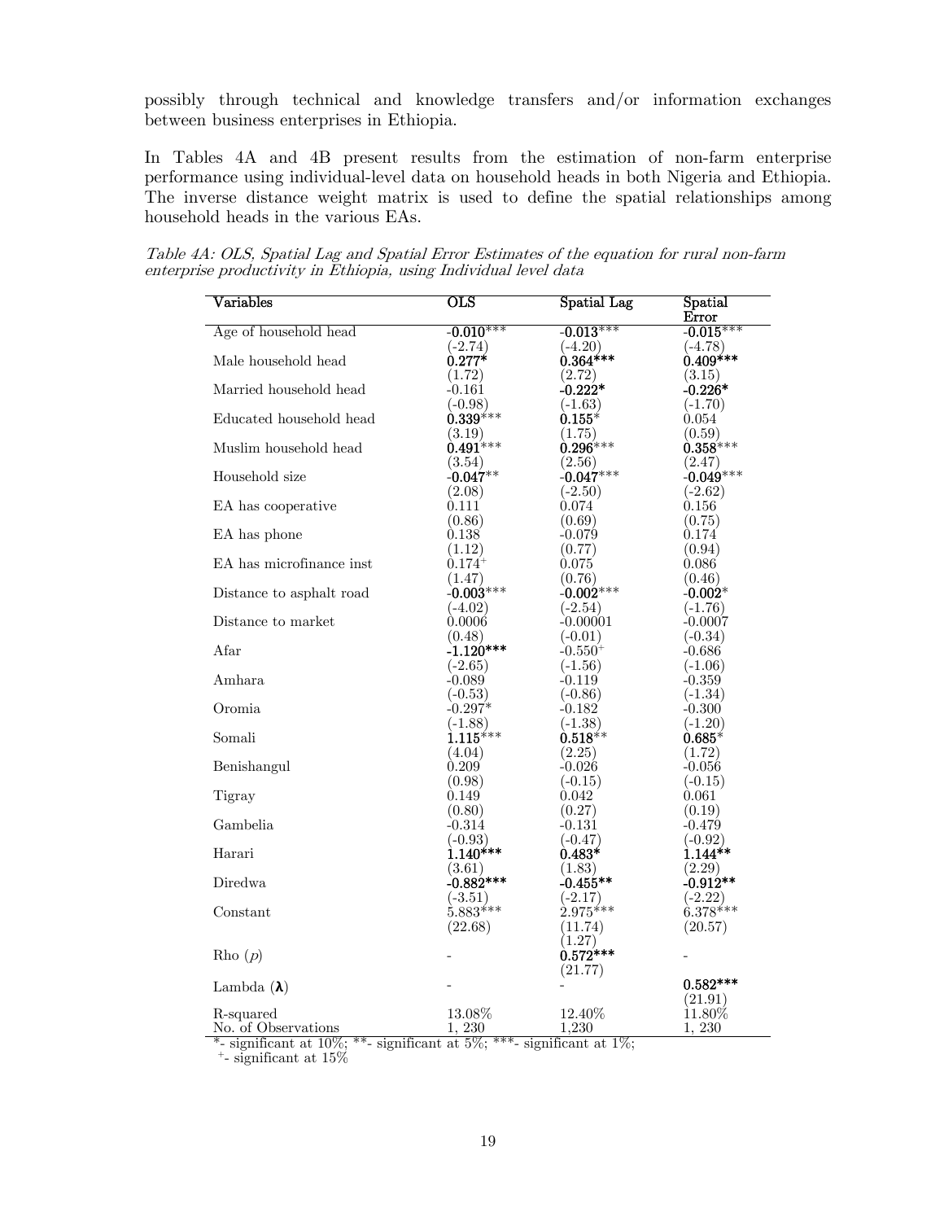possibly through technical and knowledge transfers and/or information exchanges between business enterprises in Ethiopia.

In Tables 4A and 4B present results from the estimation of non-farm enterprise performance using individual-level data on household heads in both Nigeria and Ethiopia. The inverse distance weight matrix is used to define the spatial relationships among household heads in the various EAs.

*Table 4A: OLS, Spatial Lag and Spatial Error Estimates of the equation for rural non-farm enterprise productivity in Ethiopia, using Individual level data*

| Variables | OLS | Spatial Lag | Spatial Error |
|---|---|---|---|
| Age of household head | **-0.010**\*\*\* | **-0.013**\*\*\* | **-0.015**\*\*\* |
| | (-2.74) | (-4.20) | (-4.78) |
| Male household head | **0.277\*** | **0.364\*\*\*** | **0.409\*\*\*** |
| | (1.72) | (2.72) | (3.15) |
| Married household head | -0.161 | **-0.222\*** | **-0.226\*** |
| | (-0.98) | (-1.63) | (-1.70) |
| Educated household head | **0.339**\*\*\* | **0.155**\* | 0.054 |
| | (3.19) | (1.75) | (0.59) |
| Muslim household head | **0.491**\*\*\* | **0.296**\*\*\* | **0.358**\*\*\* |
| | (3.54) | (2.56) | (2.47) |
| Household size | **-0.047**\*\* | **-0.047**\*\*\* | **-0.049**\*\*\* |
| | (2.08) | (-2.50) | (-2.62) |
| EA has cooperative | 0.111 | 0.074 | 0.156 |
| | (0.86) | (0.69) | (0.75) |
| EA has phone | 0.138 | -0.079 | 0.174 |
| | (1.12) | (0.77) | (0.94) |
| EA has microfinance inst | $0.174^{+}$ | 0.075 | 0.086 |
| | (1.47) | (0.76) | (0.46) |
| Distance to asphalt road | **-0.003**\*\*\* | **-0.002**\*\*\* | **-0.002**\* |
| | (-4.02) | (-2.54) | (-1.76) |
| Distance to market | 0.0006 | -0.00001 | -0.0007 |
| | (0.48) | (-0.01) | (-0.34) |
| Afar | **-1.120\*\*\*** | $-0.550^{+}$ | -0.686 |
| | (-2.65) | (-1.56) | (-1.06) |
| Amhara | -0.089 | -0.119 | -0.359 |
| | (-0.53) | (-0.86) | (-1.34) |
| Oromia | -0.297\* | -0.182 | -0.300 |
| | (-1.88) | (-1.38) | (-1.20) |
| Somali | **1.115**\*\*\* | **0.518**\*\* | **0.685**\* |
| | (4.04) | (2.25) | (1.72) |
| Benishangul | 0.209 | -0.026 | -0.056 |
| | (0.98) | (-0.15) | (-0.15) |
| Tigray | 0.149 | 0.042 | 0.061 |
| | (0.80) | (0.27) | (0.19) |
| Gambelia | -0.314 | -0.131 | -0.479 |
| | (-0.93) | (-0.47) | (-0.92) |
| Harari | **1.140\*\*\*** | **0.483\*** | **1.144\*\*** |
| | (3.61) | (1.83) | (2.29) |
| Diredwa | **-0.882\*\*\*** | **-0.455\*\*** | **-0.912\*\*** |
| | (-3.51) | (-2.17) | (-2.22) |
| Constant | 5.883\*\*\* | 2.975\*\*\* | 6.378\*\*\* |
| | (22.68) | (11.74) | (20.57) |
| | | (1.27) | |
| Rho ($p$) | - | **0.572\*\*\*** | - |
| | | (21.77) | |
| Lambda ($\boldsymbol{\lambda}$) | - | - | **0.582\*\*\*** |
| | | | (21.91) |
| R-squared | 13.08% | 12.40% | 11.80% |
| No. of Observations | 1, 230 | 1,230 | 1, 230 |

\*- significant at 10%; \*\*- significant at 5%; \*\*\*- significant at 1%;
$^{+}$- significant at 15%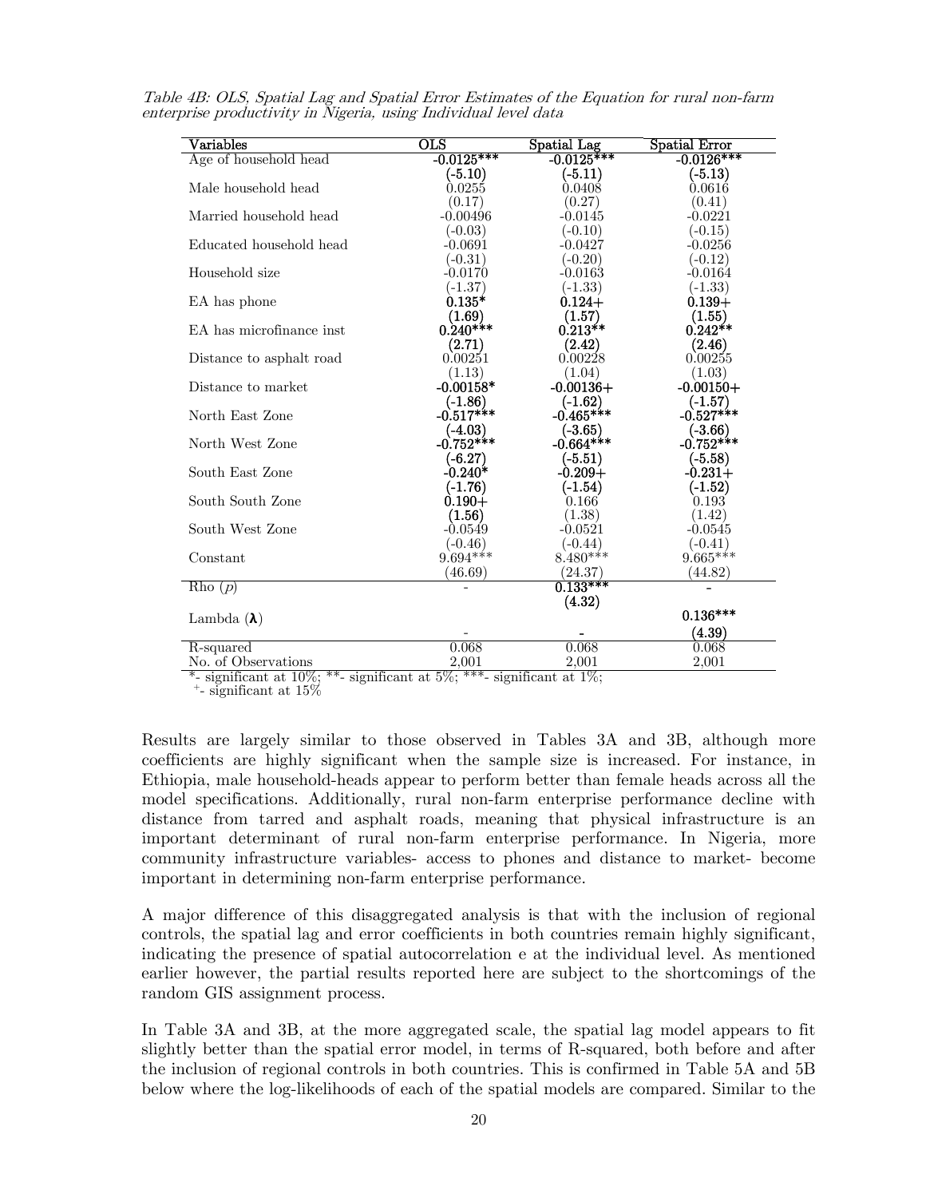*Table 4B: OLS, Spatial Lag and Spatial Error Estimates of the Equation for rural non-farm enterprise productivity in Nigeria, using Individual level data*

| Variables | OLS | Spatial Lag | Spatial Error |
|---|---|---|---|
| Age of household head | **-0.0125*****<br>**(-5.10)** | **-0.0125*****<br>**(-5.11)** | **-0.0126*****<br>**(-5.13)** |
| Male household head | 0.0255<br>(0.17) | 0.0408<br>(0.27) | 0.0616<br>(0.41) |
| Married household head | -0.00496<br>(-0.03) | -0.0145<br>(-0.10) | -0.0221<br>(-0.15) |
| Educated household head | -0.0691<br>(-0.31) | -0.0427<br>(-0.20) | -0.0256<br>(-0.12) |
| Household size | -0.0170<br>(-1.37) | -0.0163<br>(-1.33) | -0.0164<br>(-1.33) |
| EA has phone | **0.135***<br>**(1.69)** | **0.124+**<br>**(1.57)** | **0.139+**<br>**(1.55)** |
| EA has microfinance inst | **0.240*****<br>**(2.71)** | **0.213****<br>**(2.42)** | **0.242****<br>**(2.46)** |
| Distance to asphalt road | 0.00251<br>(1.13) | 0.00228<br>(1.04) | 0.00255<br>(1.03) |
| Distance to market | **-0.00158***<br>**(-1.86)** | **-0.00136+**<br>**(-1.62)** | **-0.00150+**<br>**(-1.57)** |
| North East Zone | **-0.517*****<br>**(-4.03)** | **-0.465*****<br>**(-3.65)** | **-0.527*****<br>**(-3.66)** |
| North West Zone | **-0.752*****<br>**(-6.27)** | **-0.664*****<br>**(-5.51)** | **-0.752*****<br>**(-5.58)** |
| South East Zone | **-0.240***<br>**(-1.76)** | **-0.209+**<br>**(-1.54)** | **-0.231+**<br>**(-1.52)** |
| South South Zone | **0.190+**<br>**(1.56)** | 0.166<br>(1.38) | 0.193<br>(1.42) |
| South West Zone | -0.0549<br>(-0.46) | -0.0521<br>(-0.44) | -0.0545<br>(-0.41) |
| Constant | 9.694***<br>(46.69) | 8.480***<br>(24.37) | 9.665***<br>(44.82) |
| Rho ($p$) | - | **0.133*****<br>**(4.32)** | - |
| Lambda ($\boldsymbol{\lambda}$) | - | - | **0.136*****<br>**(4.39)** |
| R-squared | 0.068 | 0.068 | 0.068 |
| No. of Observations | 2,001 | 2,001 | 2,001 |

*- significant at 10%; **- significant at 5%; ***- significant at 1%;
+- significant at 15%

Results are largely similar to those observed in Tables 3A and 3B, although more coefficients are highly significant when the sample size is increased. For instance, in Ethiopia, male household-heads appear to perform better than female heads across all the model specifications. Additionally, rural non-farm enterprise performance decline with distance from tarred and asphalt roads, meaning that physical infrastructure is an important determinant of rural non-farm enterprise performance. In Nigeria, more community infrastructure variables- access to phones and distance to market- become important in determining non-farm enterprise performance.

A major difference of this disaggregated analysis is that with the inclusion of regional controls, the spatial lag and error coefficients in both countries remain highly significant, indicating the presence of spatial autocorrelation e at the individual level. As mentioned earlier however, the partial results reported here are subject to the shortcomings of the random GIS assignment process.

In Table 3A and 3B, at the more aggregated scale, the spatial lag model appears to fit slightly better than the spatial error model, in terms of R-squared, both before and after the inclusion of regional controls in both countries. This is confirmed in Table 5A and 5B below where the log-likelihoods of each of the spatial models are compared. Similar to the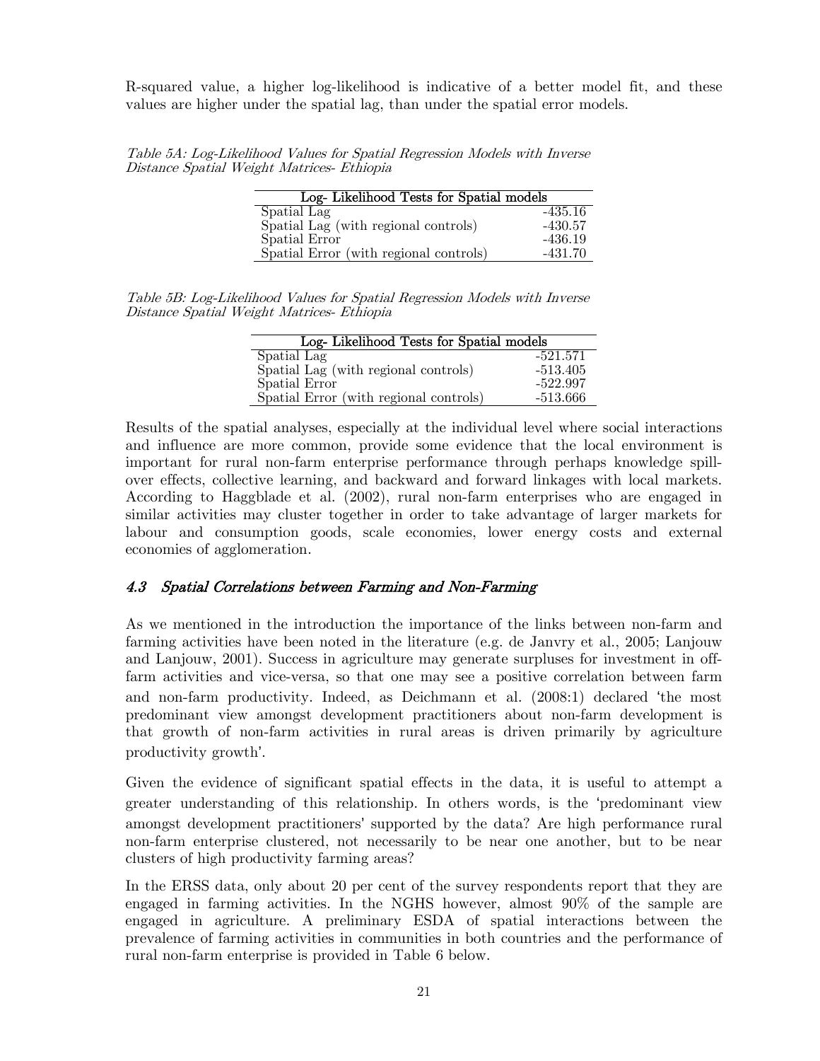R-squared value, a higher log-likelihood is indicative of a better model fit, and these values are higher under the spatial lag, than under the spatial error models.

*Table 5A: Log-Likelihood Values for Spatial Regression Models with Inverse Distance Spatial Weight Matrices- Ethiopia*

| Log- Likelihood Tests for Spatial models | |
|---|---|
| Spatial Lag | -435.16 |
| Spatial Lag (with regional controls) | -430.57 |
| Spatial Error | -436.19 |
| Spatial Error (with regional controls) | -431.70 |

*Table 5B: Log-Likelihood Values for Spatial Regression Models with Inverse Distance Spatial Weight Matrices- Ethiopia*

| Log- Likelihood Tests for Spatial models | |
|---|---|
| Spatial Lag | -521.571 |
| Spatial Lag (with regional controls) | -513.405 |
| Spatial Error | -522.997 |
| Spatial Error (with regional controls) | -513.666 |

Results of the spatial analyses, especially at the individual level where social interactions and influence are more common, provide some evidence that the local environment is important for rural non-farm enterprise performance through perhaps knowledge spill-over effects, collective learning, and backward and forward linkages with local markets. According to Haggblade et al. (2002), rural non-farm enterprises who are engaged in similar activities may cluster together in order to take advantage of larger markets for labour and consumption goods, scale economies, lower energy costs and external economies of agglomeration.

### *4.3 Spatial Correlations between Farming and Non-Farming*

As we mentioned in the introduction the importance of the links between non-farm and farming activities have been noted in the literature (e.g. de Janvry et al., 2005; Lanjouw and Lanjouw, 2001). Success in agriculture may generate surpluses for investment in off-farm activities and vice-versa, so that one may see a positive correlation between farm and non-farm productivity. Indeed, as Deichmann et al. (2008:1) declared 'the most predominant view amongst development practitioners about non-farm development is that growth of non-farm activities in rural areas is driven primarily by agriculture productivity growth'.

Given the evidence of significant spatial effects in the data, it is useful to attempt a greater understanding of this relationship. In others words, is the 'predominant view amongst development practitioners' supported by the data? Are high performance rural non-farm enterprise clustered, not necessarily to be near one another, but to be near clusters of high productivity farming areas?

In the ERSS data, only about 20 per cent of the survey respondents report that they are engaged in farming activities. In the NGHS however, almost 90% of the sample are engaged in agriculture. A preliminary ESDA of spatial interactions between the prevalence of farming activities in communities in both countries and the performance of rural non-farm enterprise is provided in Table 6 below.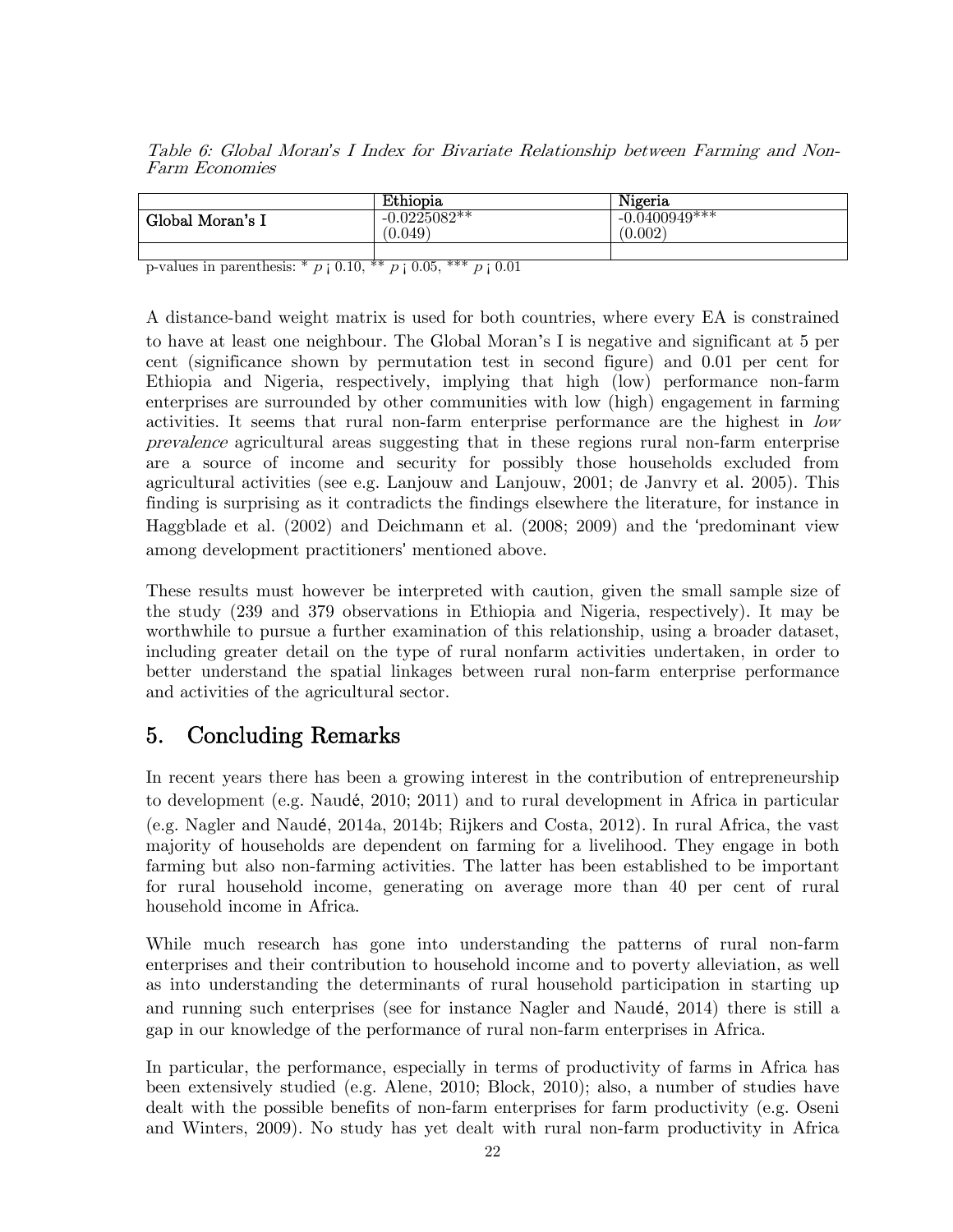*Table 6: Global Moran's I Index for Bivariate Relationship between Farming and Non-Farm Economies*

| | Ethiopia | Nigeria |
|---|---|---|
| Global Moran's I | -0.0225082** (0.049) | -0.0400949*** (0.002) |
| | | |

p-values in parenthesis: * $p < 0.10$, ** $p < 0.05$, *** $p < 0.01$

A distance-band weight matrix is used for both countries, where every EA is constrained to have at least one neighbour. The Global Moran's I is negative and significant at 5 per cent (significance shown by permutation test in second figure) and 0.01 per cent for Ethiopia and Nigeria, respectively, implying that high (low) performance non-farm enterprises are surrounded by other communities with low (high) engagement in farming activities. It seems that rural non-farm enterprise performance are the highest in *low prevalence* agricultural areas suggesting that in these regions rural non-farm enterprise are a source of income and security for possibly those households excluded from agricultural activities (see e.g. Lanjouw and Lanjouw, 2001; de Janvry et al. 2005). This finding is surprising as it contradicts the findings elsewhere the literature, for instance in Haggblade et al. (2002) and Deichmann et al. (2008; 2009) and the 'predominant view among development practitioners' mentioned above.

These results must however be interpreted with caution, given the small sample size of the study (239 and 379 observations in Ethiopia and Nigeria, respectively). It may be worthwhile to pursue a further examination of this relationship, using a broader dataset, including greater detail on the type of rural nonfarm activities undertaken, in order to better understand the spatial linkages between rural non-farm enterprise performance and activities of the agricultural sector.

## 5. Concluding Remarks

In recent years there has been a growing interest in the contribution of entrepreneurship to development (e.g. Naudé, 2010; 2011) and to rural development in Africa in particular (e.g. Nagler and Naudé, 2014a, 2014b; Rijkers and Costa, 2012). In rural Africa, the vast majority of households are dependent on farming for a livelihood. They engage in both farming but also non-farming activities. The latter has been established to be important for rural household income, generating on average more than 40 per cent of rural household income in Africa.

While much research has gone into understanding the patterns of rural non-farm enterprises and their contribution to household income and to poverty alleviation, as well as into understanding the determinants of rural household participation in starting up and running such enterprises (see for instance Nagler and Naudé, 2014) there is still a gap in our knowledge of the performance of rural non-farm enterprises in Africa.

In particular, the performance, especially in terms of productivity of farms in Africa has been extensively studied (e.g. Alene, 2010; Block, 2010); also, a number of studies have dealt with the possible benefits of non-farm enterprises for farm productivity (e.g. Oseni and Winters, 2009). No study has yet dealt with rural non-farm productivity in Africa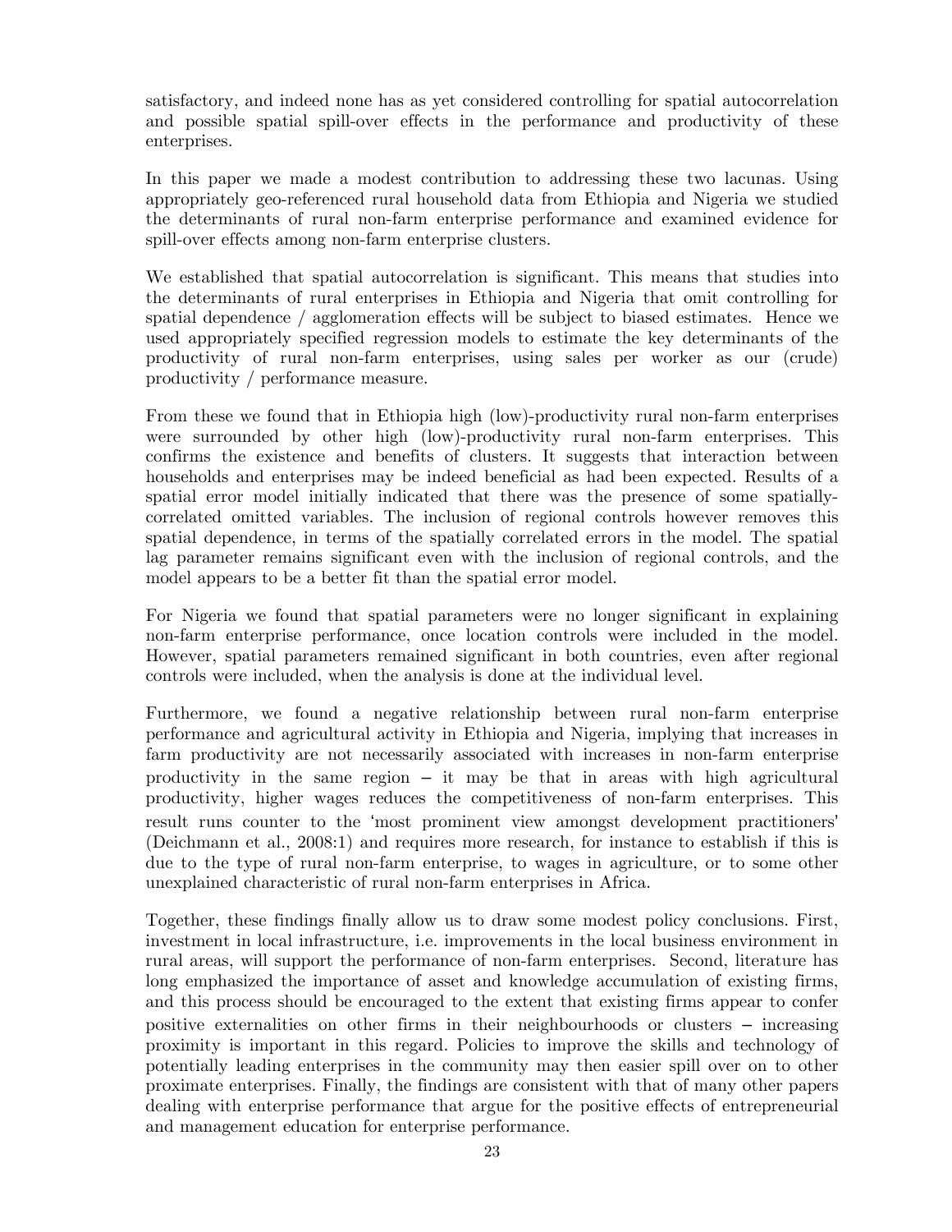satisfactory, and indeed none has as yet considered controlling for spatial autocorrelation and possible spatial spill-over effects in the performance and productivity of these enterprises.

In this paper we made a modest contribution to addressing these two lacunas. Using appropriately geo-referenced rural household data from Ethiopia and Nigeria we studied the determinants of rural non-farm enterprise performance and examined evidence for spill-over effects among non-farm enterprise clusters.

We established that spatial autocorrelation is significant. This means that studies into the determinants of rural enterprises in Ethiopia and Nigeria that omit controlling for spatial dependence / agglomeration effects will be subject to biased estimates. Hence we used appropriately specified regression models to estimate the key determinants of the productivity of rural non-farm enterprises, using sales per worker as our (crude) productivity / performance measure.

From these we found that in Ethiopia high (low)-productivity rural non-farm enterprises were surrounded by other high (low)-productivity rural non-farm enterprises. This confirms the existence and benefits of clusters. It suggests that interaction between households and enterprises may be indeed beneficial as had been expected. Results of a spatial error model initially indicated that there was the presence of some spatially-correlated omitted variables. The inclusion of regional controls however removes this spatial dependence, in terms of the spatially correlated errors in the model. The spatial lag parameter remains significant even with the inclusion of regional controls, and the model appears to be a better fit than the spatial error model.

For Nigeria we found that spatial parameters were no longer significant in explaining non-farm enterprise performance, once location controls were included in the model. However, spatial parameters remained significant in both countries, even after regional controls were included, when the analysis is done at the individual level.

Furthermore, we found a negative relationship between rural non-farm enterprise performance and agricultural activity in Ethiopia and Nigeria, implying that increases in farm productivity are not necessarily associated with increases in non-farm enterprise productivity in the same region – it may be that in areas with high agricultural productivity, higher wages reduces the competitiveness of non-farm enterprises. This result runs counter to the 'most prominent view amongst development practitioners' (Deichmann et al., 2008:1) and requires more research, for instance to establish if this is due to the type of rural non-farm enterprise, to wages in agriculture, or to some other unexplained characteristic of rural non-farm enterprises in Africa.

Together, these findings finally allow us to draw some modest policy conclusions. First, investment in local infrastructure, i.e. improvements in the local business environment in rural areas, will support the performance of non-farm enterprises. Second, literature has long emphasized the importance of asset and knowledge accumulation of existing firms, and this process should be encouraged to the extent that existing firms appear to confer positive externalities on other firms in their neighbourhoods or clusters – increasing proximity is important in this regard. Policies to improve the skills and technology of potentially leading enterprises in the community may then easier spill over on to other proximate enterprises. Finally, the findings are consistent with that of many other papers dealing with enterprise performance that argue for the positive effects of entrepreneurial and management education for enterprise performance.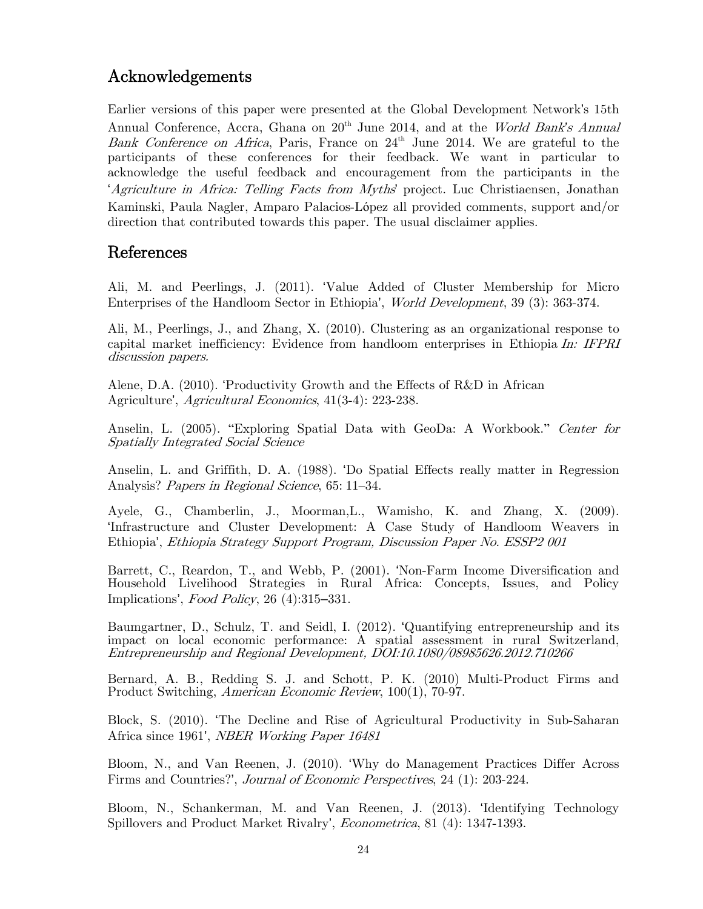## Acknowledgements

Earlier versions of this paper were presented at the Global Development Network's 15th Annual Conference, Accra, Ghana on 20th June 2014, and at the *World Bank's Annual Bank Conference on Africa*, Paris, France on 24th June 2014. We are grateful to the participants of these conferences for their feedback. We want in particular to acknowledge the useful feedback and encouragement from the participants in the '*Agriculture in Africa: Telling Facts from Myths*' project. Luc Christiaensen, Jonathan Kaminski, Paula Nagler, Amparo Palacios-López all provided comments, support and/or direction that contributed towards this paper. The usual disclaimer applies.

## References

Ali, M. and Peerlings, J. (2011). 'Value Added of Cluster Membership for Micro Enterprises of the Handloom Sector in Ethiopia', *World Development*, 39 (3): 363-374.

Ali, M., Peerlings, J., and Zhang, X. (2010). Clustering as an organizational response to capital market inefficiency: Evidence from handloom enterprises in Ethiopia *In: IFPRI discussion papers.*

Alene, D.A. (2010). 'Productivity Growth and the Effects of R&D in African Agriculture', *Agricultural Economics*, 41(3-4): 223-238.

Anselin, L. (2005). "Exploring Spatial Data with GeoDa: A Workbook." *Center for Spatially Integrated Social Science*

Anselin, L. and Griffith, D. A. (1988). 'Do Spatial Effects really matter in Regression Analysis? *Papers in Regional Science*, 65: 11–34.

Ayele, G., Chamberlin, J., Moorman,L., Wamisho, K. and Zhang, X. (2009). 'Infrastructure and Cluster Development: A Case Study of Handloom Weavers in Ethiopia', *Ethiopia Strategy Support Program, Discussion Paper No. ESSP2 001*

Barrett, C., Reardon, T., and Webb, P. (2001). 'Non-Farm Income Diversification and Household Livelihood Strategies in Rural Africa: Concepts, Issues, and Policy Implications', *Food Policy*, 26 (4):315–331.

Baumgartner, D., Schulz, T. and Seidl, I. (2012). 'Quantifying entrepreneurship and its impact on local economic performance: A spatial assessment in rural Switzerland, *Entrepreneurship and Regional Development, DOI:10.1080/08985626.2012.710266*

Bernard, A. B., Redding S. J. and Schott, P. K. (2010) Multi-Product Firms and Product Switching, *American Economic Review*, 100(1), 70-97.

Block, S. (2010). 'The Decline and Rise of Agricultural Productivity in Sub-Saharan Africa since 1961', *NBER Working Paper 16481*

Bloom, N., and Van Reenen, J. (2010). 'Why do Management Practices Differ Across Firms and Countries?', *Journal of Economic Perspectives*, 24 (1): 203-224.

Bloom, N., Schankerman, M. and Van Reenen, J. (2013). 'Identifying Technology Spillovers and Product Market Rivalry', *Econometrica*, 81 (4): 1347-1393.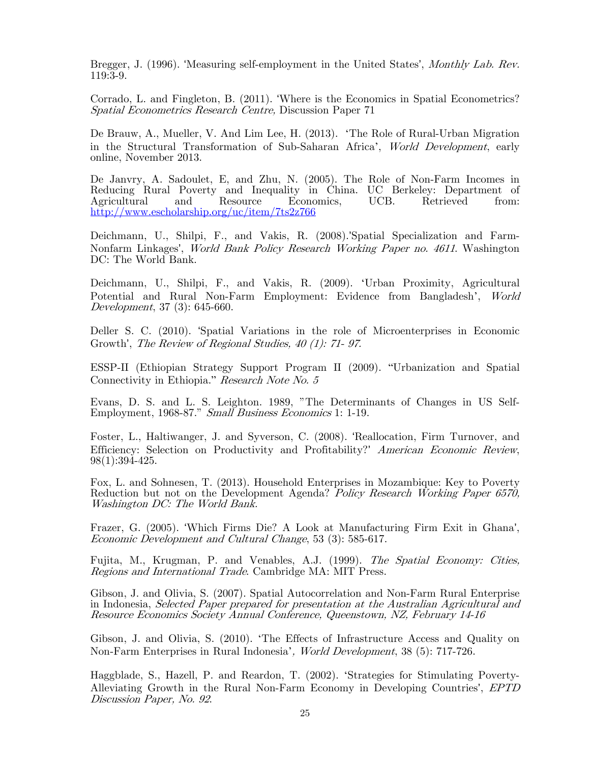Bregger, J. (1996). 'Measuring self-employment in the United States', *Monthly Lab. Rev.* 119:3-9.

Corrado, L. and Fingleton, B. (2011). 'Where is the Economics in Spatial Econometrics? *Spatial Econometrics Research Centre,* Discussion Paper 71

De Brauw, A., Mueller, V. And Lim Lee, H. (2013). 'The Role of Rural-Urban Migration in the Structural Transformation of Sub-Saharan Africa', *World Development*, early online, November 2013.

De Janvry, A. Sadoulet, E, and Zhu, N. (2005). The Role of Non-Farm Incomes in Reducing Rural Poverty and Inequality in China. UC Berkeley: Department of Agricultural and Resource Economics, UCB. Retrieved from: http://www.escholarship.org/uc/item/7ts2z766

Deichmann, U., Shilpi, F., and Vakis, R. (2008).'Spatial Specialization and Farm-Nonfarm Linkages', *World Bank Policy Research Working Paper no. 4611*. Washington DC: The World Bank.

Deichmann, U., Shilpi, F., and Vakis, R. (2009). 'Urban Proximity, Agricultural Potential and Rural Non-Farm Employment: Evidence from Bangladesh', *World Development*, 37 (3): 645-660.

Deller S. C. (2010). 'Spatial Variations in the role of Microenterprises in Economic Growth', *The Review of Regional Studies, 40 (1): 71- 97.*

ESSP-II (Ethiopian Strategy Support Program II (2009). "Urbanization and Spatial Connectivity in Ethiopia." *Research Note No. 5*

Evans, D. S. and L. S. Leighton. 1989, "The Determinants of Changes in US Self-Employment, 1968-87." *Small Business Economics* 1: 1-19.

Foster, L., Haltiwanger, J. and Syverson, C. (2008). 'Reallocation, Firm Turnover, and Efficiency: Selection on Productivity and Profitability?' *American Economic Review*, 98(1):394-425.

Fox, L. and Sohnesen, T. (2013). Household Enterprises in Mozambique: Key to Poverty Reduction but not on the Development Agenda? *Policy Research Working Paper 6570, Washington DC: The World Bank.*

Frazer, G. (2005). 'Which Firms Die? A Look at Manufacturing Firm Exit in Ghana', *Economic Development and Cultural Change*, 53 (3): 585-617.

Fujita, M., Krugman, P. and Venables, A.J. (1999). *The Spatial Economy: Cities, Regions and International Trade*. Cambridge MA: MIT Press.

Gibson, J. and Olivia, S. (2007). Spatial Autocorrelation and Non-Farm Rural Enterprise in Indonesia, *Selected Paper prepared for presentation at the Australian Agricultural and Resource Economics Society Annual Conference, Queenstown, NZ, February 14-16*

Gibson, J. and Olivia, S. (2010). 'The Effects of Infrastructure Access and Quality on Non-Farm Enterprises in Rural Indonesia'*, World Development*, 38 (5): 717-726.

Haggblade, S., Hazell, P. and Reardon, T. (2002). 'Strategies for Stimulating Poverty-Alleviating Growth in the Rural Non-Farm Economy in Developing Countries', *EPTD Discussion Paper, No. 92*.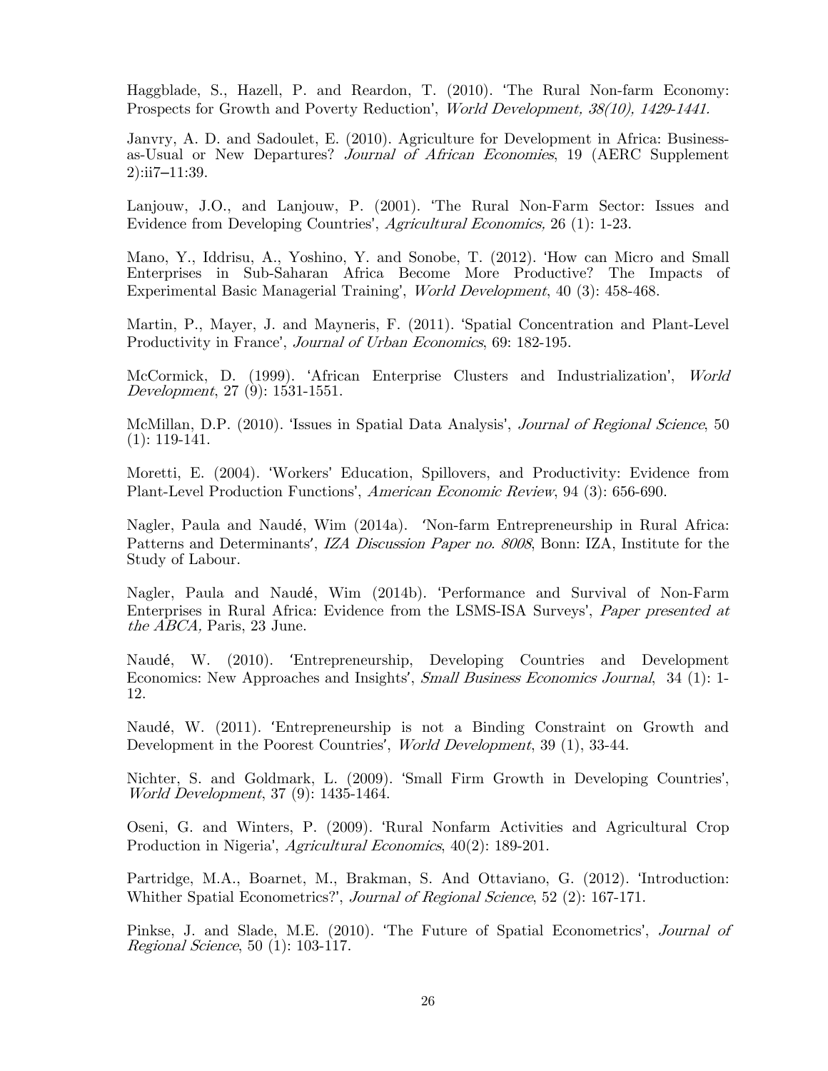Haggblade, S., Hazell, P. and Reardon, T. (2010). 'The Rural Non-farm Economy: Prospects for Growth and Poverty Reduction', *World Development, 38(10), 1429-1441.*

Janvry, A. D. and Sadoulet, E. (2010). Agriculture for Development in Africa: Business-as-Usual or New Departures? *Journal of African Economies*, 19 (AERC Supplement 2):ii7–11:39.

Lanjouw, J.O., and Lanjouw, P. (2001). 'The Rural Non-Farm Sector: Issues and Evidence from Developing Countries', *Agricultural Economics,* 26 (1): 1-23.

Mano, Y., Iddrisu, A., Yoshino, Y. and Sonobe, T. (2012). 'How can Micro and Small Enterprises in Sub-Saharan Africa Become More Productive? The Impacts of Experimental Basic Managerial Training', *World Development*, 40 (3): 458-468.

Martin, P., Mayer, J. and Mayneris, F. (2011). 'Spatial Concentration and Plant-Level Productivity in France', *Journal of Urban Economics*, 69: 182-195.

McCormick, D. (1999). 'African Enterprise Clusters and Industrialization', *World Development*, 27 (9): 1531-1551.

McMillan, D.P. (2010). 'Issues in Spatial Data Analysis', *Journal of Regional Science*, 50 (1): 119-141.

Moretti, E. (2004). 'Workers' Education, Spillovers, and Productivity: Evidence from Plant-Level Production Functions', *American Economic Review*, 94 (3): 656-690.

Nagler, Paula and Naudé, Wim (2014a). 'Non-farm Entrepreneurship in Rural Africa: Patterns and Determinants', *IZA Discussion Paper no. 8008*, Bonn: IZA, Institute for the Study of Labour.

Nagler, Paula and Naudé, Wim (2014b). 'Performance and Survival of Non-Farm Enterprises in Rural Africa: Evidence from the LSMS-ISA Surveys', *Paper presented at the ABCA,* Paris, 23 June.

Naudé, W. (2010). 'Entrepreneurship, Developing Countries and Development Economics: New Approaches and Insights', *Small Business Economics Journal*, 34 (1): 1-12.

Naudé, W. (2011). 'Entrepreneurship is not a Binding Constraint on Growth and Development in the Poorest Countries', *World Development*, 39 (1), 33-44.

Nichter, S. and Goldmark, L. (2009). 'Small Firm Growth in Developing Countries', *World Development*, 37 (9): 1435-1464.

Oseni, G. and Winters, P. (2009). 'Rural Nonfarm Activities and Agricultural Crop Production in Nigeria', *Agricultural Economics*, 40(2): 189-201.

Partridge, M.A., Boarnet, M., Brakman, S. And Ottaviano, G. (2012). 'Introduction: Whither Spatial Econometrics?', *Journal of Regional Science*, 52 (2): 167-171.

Pinkse, J. and Slade, M.E. (2010). 'The Future of Spatial Econometrics', *Journal of Regional Science*, 50 (1): 103-117.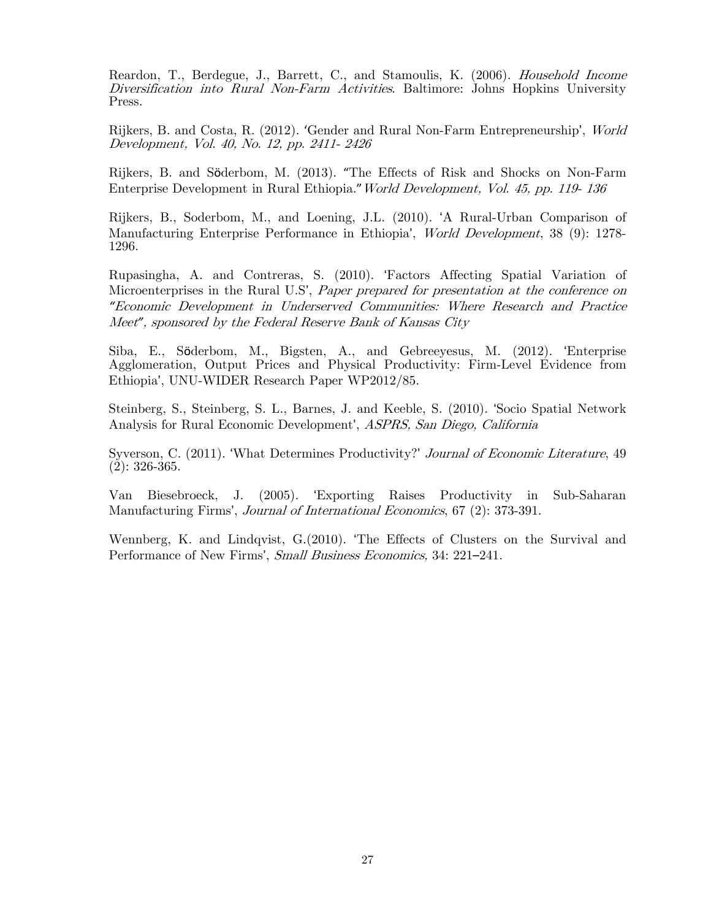Reardon, T., Berdegue, J., Barrett, C., and Stamoulis, K. (2006). *Household Income Diversification into Rural Non-Farm Activities*. Baltimore: Johns Hopkins University Press.

Rijkers, B. and Costa, R. (2012). 'Gender and Rural Non-Farm Entrepreneurship', *World Development, Vol. 40, No. 12, pp. 2411- 2426*

Rijkers, B. and Söderbom, M. (2013). "The Effects of Risk and Shocks on Non-Farm Enterprise Development in Rural Ethiopia." *World Development, Vol. 45, pp. 119- 136*

Rijkers, B., Soderbom, M., and Loening, J.L. (2010). 'A Rural-Urban Comparison of Manufacturing Enterprise Performance in Ethiopia', *World Development*, 38 (9): 1278-1296.

Rupasingha, A. and Contreras, S. (2010). 'Factors Affecting Spatial Variation of Microenterprises in the Rural U.S', *Paper prepared for presentation at the conference on "Economic Development in Underserved Communities: Where Research and Practice Meet", sponsored by the Federal Reserve Bank of Kansas City*

Siba, E., Söderbom, M., Bigsten, A., and Gebreeyesus, M. (2012). 'Enterprise Agglomeration, Output Prices and Physical Productivity: Firm-Level Evidence from Ethiopia', UNU-WIDER Research Paper WP2012/85.

Steinberg, S., Steinberg, S. L., Barnes, J. and Keeble, S. (2010). 'Socio Spatial Network Analysis for Rural Economic Development', *ASPRS, San Diego, California*

Syverson, C. (2011). 'What Determines Productivity?' *Journal of Economic Literature*, 49 (2): 326-365.

Van Biesebroeck, J. (2005). 'Exporting Raises Productivity in Sub-Saharan Manufacturing Firms', *Journal of International Economics*, 67 (2): 373-391.

Wennberg, K. and Lindqvist, G.(2010). 'The Effects of Clusters on the Survival and Performance of New Firms', *Small Business Economics,* 34: 221–241.